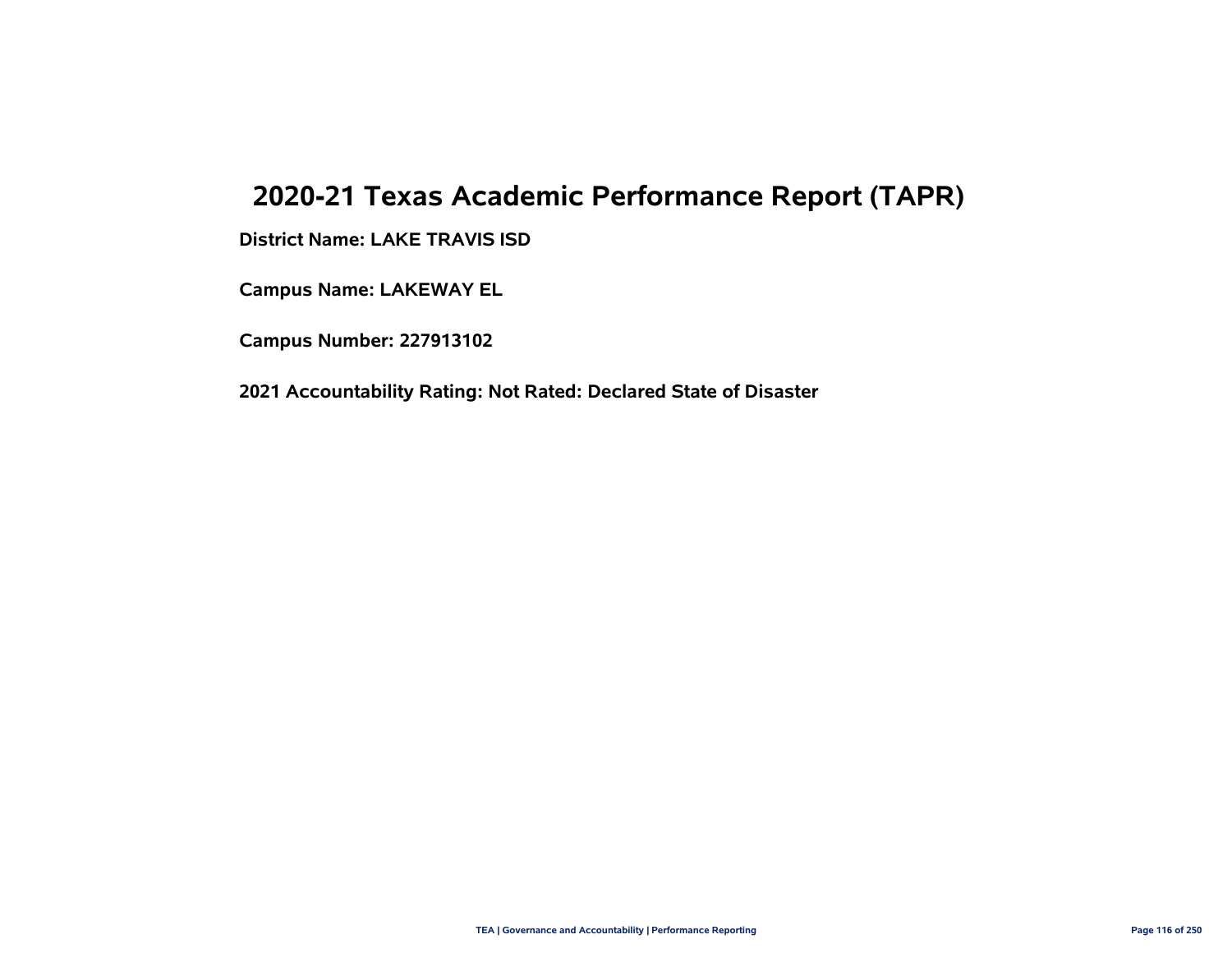# 2020-21 Texas Academic Performance Report (TAPR)

**District Name: LAKE TRAVIS ISD**

**Campus Name: LAKEWAY EL**

**Campus Number: 227913102**

**2021 Accountability Rating: Not Rated: Declared State of Disaster**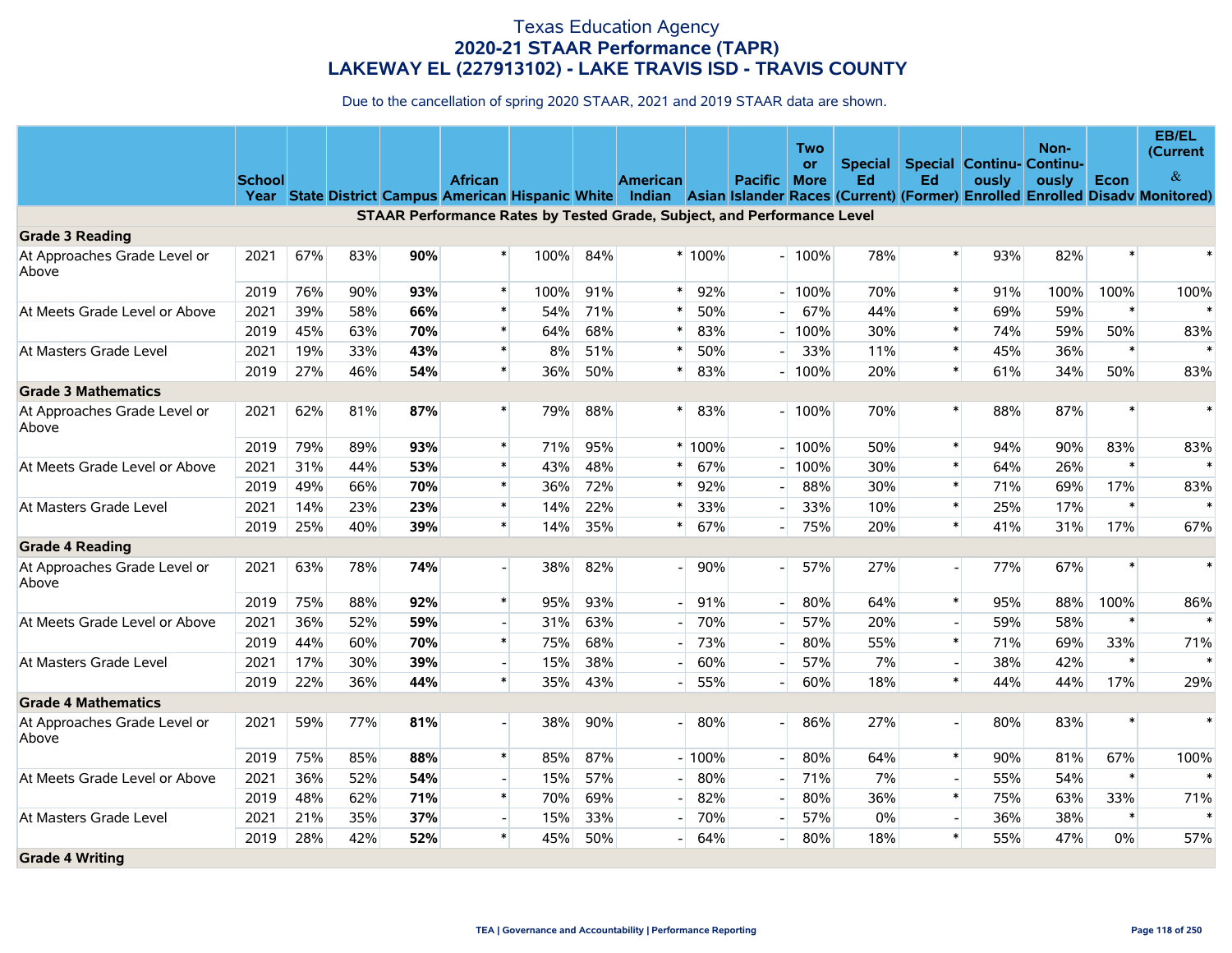# Texas Education Agency
## 2020-21 STAAR Performance (TAPR)
## LAKEWAY EL (227913102) - LAKE TRAVIS ISD - TRAVIS COUNTY

Due to the cancellation of spring 2020 STAAR, 2021 and 2019 STAAR data are shown.

| | School Year | State | District | Campus | African American | Hispanic | White | American Indian | Asian | Pacific Islander | Two or More Races | Special Ed (Current) | Special Ed (Former) | Continuously Enrolled | Non-Continuously Enrolled | Econ Disadv | EB/EL (Current & Monitored) |
|---|---|---|---|---|---|---|---|---|---|---|---|---|---|---|---|---|---|
| **STAAR Performance Rates by Tested Grade, Subject, and Performance Level** | | | | | | | | | | | | | | | | | |
| **Grade 3 Reading** | | | | | | | | | | | | | | | | | |
| At Approaches Grade Level or Above | 2021 | 67% | 83% | **90%** | * | 100% | 84% | * | 100% | - | 100% | 78% | * | 93% | 82% | * | * |
| | 2019 | 76% | 90% | **93%** | * | 100% | 91% | * | 92% | - | 100% | 70% | * | 91% | 100% | 100% | 100% |
| At Meets Grade Level or Above | 2021 | 39% | 58% | **66%** | * | 54% | 71% | * | 50% | - | 67% | 44% | * | 69% | 59% | * | * |
| | 2019 | 45% | 63% | **70%** | * | 64% | 68% | * | 83% | - | 100% | 30% | * | 74% | 59% | 50% | 83% |
| At Masters Grade Level | 2021 | 19% | 33% | **43%** | * | 8% | 51% | * | 50% | - | 33% | 11% | * | 45% | 36% | * | * |
| | 2019 | 27% | 46% | **54%** | * | 36% | 50% | * | 83% | - | 100% | 20% | * | 61% | 34% | 50% | 83% |
| **Grade 3 Mathematics** | | | | | | | | | | | | | | | | | |
| At Approaches Grade Level or Above | 2021 | 62% | 81% | **87%** | * | 79% | 88% | * | 83% | - | 100% | 70% | * | 88% | 87% | * | * |
| | 2019 | 79% | 89% | **93%** | * | 71% | 95% | * | 100% | - | 100% | 50% | * | 94% | 90% | 83% | 83% |
| At Meets Grade Level or Above | 2021 | 31% | 44% | **53%** | * | 43% | 48% | * | 67% | - | 100% | 30% | * | 64% | 26% | * | * |
| | 2019 | 49% | 66% | **70%** | * | 36% | 72% | * | 92% | - | 88% | 30% | * | 71% | 69% | 17% | 83% |
| At Masters Grade Level | 2021 | 14% | 23% | **23%** | * | 14% | 22% | * | 33% | - | 33% | 10% | * | 25% | 17% | * | * |
| | 2019 | 25% | 40% | **39%** | * | 14% | 35% | * | 67% | - | 75% | 20% | * | 41% | 31% | 17% | 67% |
| **Grade 4 Reading** | | | | | | | | | | | | | | | | | |
| At Approaches Grade Level or Above | 2021 | 63% | 78% | **74%** | - | 38% | 82% | - | 90% | - | 57% | 27% | - | 77% | 67% | * | * |
| | 2019 | 75% | 88% | **92%** | * | 95% | 93% | - | 91% | - | 80% | 64% | * | 95% | 88% | 100% | 86% |
| At Meets Grade Level or Above | 2021 | 36% | 52% | **59%** | - | 31% | 63% | - | 70% | - | 57% | 20% | - | 59% | 58% | * | * |
| | 2019 | 44% | 60% | **70%** | * | 75% | 68% | - | 73% | - | 80% | 55% | * | 71% | 69% | 33% | 71% |
| At Masters Grade Level | 2021 | 17% | 30% | **39%** | - | 15% | 38% | - | 60% | - | 57% | 7% | - | 38% | 42% | * | * |
| | 2019 | 22% | 36% | **44%** | * | 35% | 43% | - | 55% | - | 60% | 18% | * | 44% | 44% | 17% | 29% |
| **Grade 4 Mathematics** | | | | | | | | | | | | | | | | | |
| At Approaches Grade Level or Above | 2021 | 59% | 77% | **81%** | - | 38% | 90% | - | 80% | - | 86% | 27% | - | 80% | 83% | * | * |
| | 2019 | 75% | 85% | **88%** | * | 85% | 87% | - | 100% | - | 80% | 64% | * | 90% | 81% | 67% | 100% |
| At Meets Grade Level or Above | 2021 | 36% | 52% | **54%** | - | 15% | 57% | - | 80% | - | 71% | 7% | - | 55% | 54% | * | * |
| | 2019 | 48% | 62% | **71%** | * | 70% | 69% | - | 82% | - | 80% | 36% | * | 75% | 63% | 33% | 71% |
| At Masters Grade Level | 2021 | 21% | 35% | **37%** | - | 15% | 33% | - | 70% | - | 57% | 0% | - | 36% | 38% | * | * |
| | 2019 | 28% | 42% | **52%** | * | 45% | 50% | - | 64% | - | 80% | 18% | * | 55% | 47% | 0% | 57% |
| **Grade 4 Writing** | | | | | | | | | | | | | | | | | |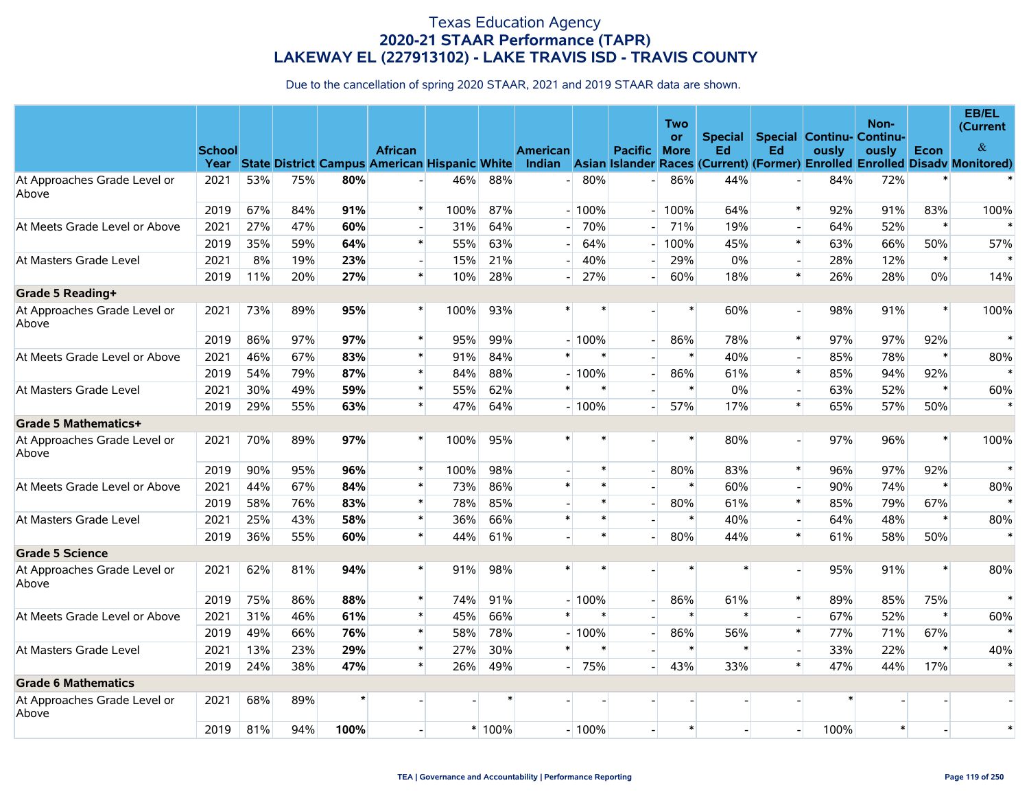# Texas Education Agency
## 2020-21 STAAR Performance (TAPR)
## LAKEWAY EL (227913102) - LAKE TRAVIS ISD - TRAVIS COUNTY

Due to the cancellation of spring 2020 STAAR, 2021 and 2019 STAAR data are shown.

| | School Year | State | District | Campus | African American | Hispanic | White | American Indian | Asian | Pacific Islander | Two or More Races | Special Ed (Current) | Special Ed (Former) | Continuously Enrolled | Non-Continuously Enrolled | Econ Disadv | EB/EL (Current & Monitored) |
|---|---|---|---|---|---|---|---|---|---|---|---|---|---|---|---|---|---|
| At Approaches Grade Level or Above | 2021 | 53% | 75% | **80%** | - | 46% | 88% | - | 80% | - | 86% | 44% | - | 84% | 72% | * | * |
| | 2019 | 67% | 84% | **91%** | * | 100% | 87% | - | 100% | - | 100% | 64% | * | 92% | 91% | 83% | 100% |
| At Meets Grade Level or Above | 2021 | 27% | 47% | **60%** | - | 31% | 64% | - | 70% | - | 71% | 19% | - | 64% | 52% | * | * |
| | 2019 | 35% | 59% | **64%** | * | 55% | 63% | - | 64% | - | 100% | 45% | * | 63% | 66% | 50% | 57% |
| At Masters Grade Level | 2021 | 8% | 19% | **23%** | - | 15% | 21% | - | 40% | - | 29% | 0% | - | 28% | 12% | * | * |
| | 2019 | 11% | 20% | **27%** | * | 10% | 28% | - | 27% | - | 60% | 18% | * | 26% | 28% | 0% | 14% |
| **Grade 5 Reading+** | | | | | | | | | | | | | | | | | |
| At Approaches Grade Level or Above | 2021 | 73% | 89% | **95%** | * | 100% | 93% | * | * | - | * | 60% | - | 98% | 91% | * | 100% |
| | 2019 | 86% | 97% | **97%** | * | 95% | 99% | - | 100% | - | 86% | 78% | * | 97% | 97% | 92% | * |
| At Meets Grade Level or Above | 2021 | 46% | 67% | **83%** | * | 91% | 84% | * | * | - | * | 40% | - | 85% | 78% | * | 80% |
| | 2019 | 54% | 79% | **87%** | * | 84% | 88% | - | 100% | - | 86% | 61% | * | 85% | 94% | 92% | * |
| At Masters Grade Level | 2021 | 30% | 49% | **59%** | * | 55% | 62% | * | * | - | * | 0% | - | 63% | 52% | * | 60% |
| | 2019 | 29% | 55% | **63%** | * | 47% | 64% | - | 100% | - | 57% | 17% | * | 65% | 57% | 50% | * |
| **Grade 5 Mathematics+** | | | | | | | | | | | | | | | | | |
| At Approaches Grade Level or Above | 2021 | 70% | 89% | **97%** | * | 100% | 95% | * | * | - | * | 80% | - | 97% | 96% | * | 100% |
| | 2019 | 90% | 95% | **96%** | * | 100% | 98% | - | * | - | 80% | 83% | * | 96% | 97% | 92% | * |
| At Meets Grade Level or Above | 2021 | 44% | 67% | **84%** | * | 73% | 86% | * | * | - | * | 60% | - | 90% | 74% | * | 80% |
| | 2019 | 58% | 76% | **83%** | * | 78% | 85% | - | * | - | 80% | 61% | * | 85% | 79% | 67% | * |
| At Masters Grade Level | 2021 | 25% | 43% | **58%** | * | 36% | 66% | * | * | - | * | 40% | - | 64% | 48% | * | 80% |
| | 2019 | 36% | 55% | **60%** | * | 44% | 61% | - | * | - | 80% | 44% | * | 61% | 58% | 50% | * |
| **Grade 5 Science** | | | | | | | | | | | | | | | | | |
| At Approaches Grade Level or Above | 2021 | 62% | 81% | **94%** | * | 91% | 98% | * | * | - | * | * | - | 95% | 91% | * | 80% |
| | 2019 | 75% | 86% | **88%** | * | 74% | 91% | - | 100% | - | 86% | 61% | * | 89% | 85% | 75% | * |
| At Meets Grade Level or Above | 2021 | 31% | 46% | **61%** | * | 45% | 66% | * | * | - | * | * | - | 67% | 52% | * | 60% |
| | 2019 | 49% | 66% | **76%** | * | 58% | 78% | - | 100% | - | 86% | 56% | * | 77% | 71% | 67% | * |
| At Masters Grade Level | 2021 | 13% | 23% | **29%** | * | 27% | 30% | * | * | - | * | * | - | 33% | 22% | * | 40% |
| | 2019 | 24% | 38% | **47%** | * | 26% | 49% | - | 75% | - | 43% | 33% | * | 47% | 44% | 17% | * |
| **Grade 6 Mathematics** | | | | | | | | | | | | | | | | | |
| At Approaches Grade Level or Above | 2021 | 68% | 89% | * | - | - | * | - | - | - | - | - | - | * | - | - | - |
| | 2019 | 81% | 94% | **100%** | - | * | 100% | - | 100% | - | * | - | - | 100% | * | - | * |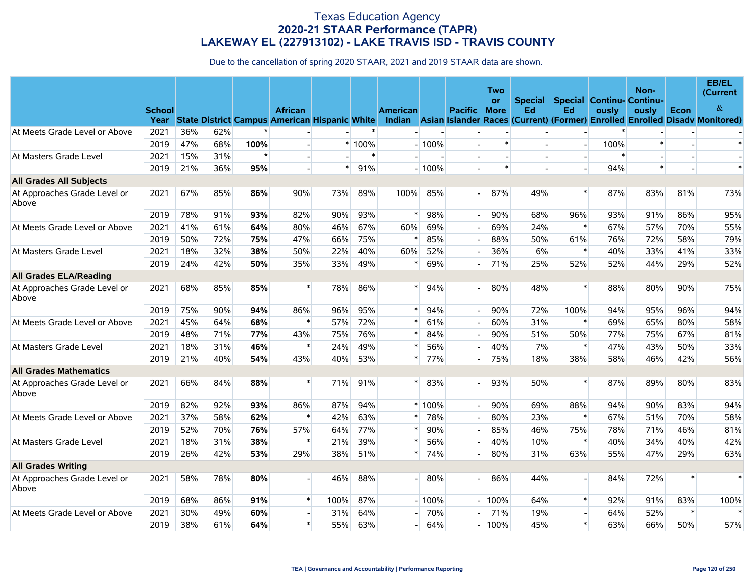# Texas Education Agency
## 2020-21 STAAR Performance (TAPR)
## LAKEWAY EL (227913102) - LAKE TRAVIS ISD - TRAVIS COUNTY

Due to the cancellation of spring 2020 STAAR, 2021 and 2019 STAAR data are shown.

| | School Year | State | District | Campus | African American | Hispanic | White | American Indian | Asian | Pacific Islander | Two or More Races | Special Ed (Current) | Special Ed (Former) | Continuously Enrolled | Non-Continuously Enrolled | Econ Disadv | EB/EL (Current & Monitored) |
|---|---|---|---|---|---|---|---|---|---|---|---|---|---|---|---|---|---|
| At Meets Grade Level or Above | 2021 | 36% | 62% | * | - | - | * | - | - | - | - | - | - | * | - | - | - |
| | 2019 | 47% | 68% | **100%** | - | * | 100% | - | 100% | - | * | - | - | 100% | * | - | * |
| At Masters Grade Level | 2021 | 15% | 31% | * | - | - | * | - | - | - | - | - | - | * | - | - | - |
| | 2019 | 21% | 36% | **95%** | - | * | 91% | - | 100% | - | * | - | - | 94% | * | - | * |
| **All Grades All Subjects** | | | | | | | | | | | | | | | | | |
| At Approaches Grade Level or Above | 2021 | 67% | 85% | **86%** | 90% | 73% | 89% | 100% | 85% | - | 87% | 49% | * | 87% | 83% | 81% | 73% |
| | 2019 | 78% | 91% | **93%** | 82% | 90% | 93% | * | 98% | - | 90% | 68% | 96% | 93% | 91% | 86% | 95% |
| At Meets Grade Level or Above | 2021 | 41% | 61% | **64%** | 80% | 46% | 67% | 60% | 69% | - | 69% | 24% | * | 67% | 57% | 70% | 55% |
| | 2019 | 50% | 72% | **75%** | 47% | 66% | 75% | * | 85% | - | 88% | 50% | 61% | 76% | 72% | 58% | 79% |
| At Masters Grade Level | 2021 | 18% | 32% | **38%** | 50% | 22% | 40% | 60% | 52% | - | 36% | 6% | * | 40% | 33% | 41% | 33% |
| | 2019 | 24% | 42% | **50%** | 35% | 33% | 49% | * | 69% | - | 71% | 25% | 52% | 52% | 44% | 29% | 52% |
| **All Grades ELA/Reading** | | | | | | | | | | | | | | | | | |
| At Approaches Grade Level or Above | 2021 | 68% | 85% | **85%** | * | 78% | 86% | * | 94% | - | 80% | 48% | * | 88% | 80% | 90% | 75% |
| | 2019 | 75% | 90% | **94%** | 86% | 96% | 95% | * | 94% | - | 90% | 72% | 100% | 94% | 95% | 96% | 94% |
| At Meets Grade Level or Above | 2021 | 45% | 64% | **68%** | * | 57% | 72% | * | 61% | - | 60% | 31% | * | 69% | 65% | 80% | 58% |
| | 2019 | 48% | 71% | **77%** | 43% | 75% | 76% | * | 84% | - | 90% | 51% | 50% | 77% | 75% | 67% | 81% |
| At Masters Grade Level | 2021 | 18% | 31% | **46%** | * | 24% | 49% | * | 56% | - | 40% | 7% | * | 47% | 43% | 50% | 33% |
| | 2019 | 21% | 40% | **54%** | 43% | 40% | 53% | * | 77% | - | 75% | 18% | 38% | 58% | 46% | 42% | 56% |
| **All Grades Mathematics** | | | | | | | | | | | | | | | | | |
| At Approaches Grade Level or Above | 2021 | 66% | 84% | **88%** | * | 71% | 91% | * | 83% | - | 93% | 50% | * | 87% | 89% | 80% | 83% |
| | 2019 | 82% | 92% | **93%** | 86% | 87% | 94% | * | 100% | - | 90% | 69% | 88% | 94% | 90% | 83% | 94% |
| At Meets Grade Level or Above | 2021 | 37% | 58% | **62%** | * | 42% | 63% | * | 78% | - | 80% | 23% | * | 67% | 51% | 70% | 58% |
| | 2019 | 52% | 70% | **76%** | 57% | 64% | 77% | * | 90% | - | 85% | 46% | 75% | 78% | 71% | 46% | 81% |
| At Masters Grade Level | 2021 | 18% | 31% | **38%** | * | 21% | 39% | * | 56% | - | 40% | 10% | * | 40% | 34% | 40% | 42% |
| | 2019 | 26% | 42% | **53%** | 29% | 38% | 51% | * | 74% | - | 80% | 31% | 63% | 55% | 47% | 29% | 63% |
| **All Grades Writing** | | | | | | | | | | | | | | | | | |
| At Approaches Grade Level or Above | 2021 | 58% | 78% | **80%** | - | 46% | 88% | - | 80% | - | 86% | 44% | - | 84% | 72% | * | * |
| | 2019 | 68% | 86% | **91%** | * | 100% | 87% | - | 100% | - | 100% | 64% | * | 92% | 91% | 83% | 100% |
| At Meets Grade Level or Above | 2021 | 30% | 49% | **60%** | - | 31% | 64% | - | 70% | - | 71% | 19% | - | 64% | 52% | * | * |
| | 2019 | 38% | 61% | **64%** | * | 55% | 63% | - | 64% | - | 100% | 45% | * | 63% | 66% | 50% | 57% |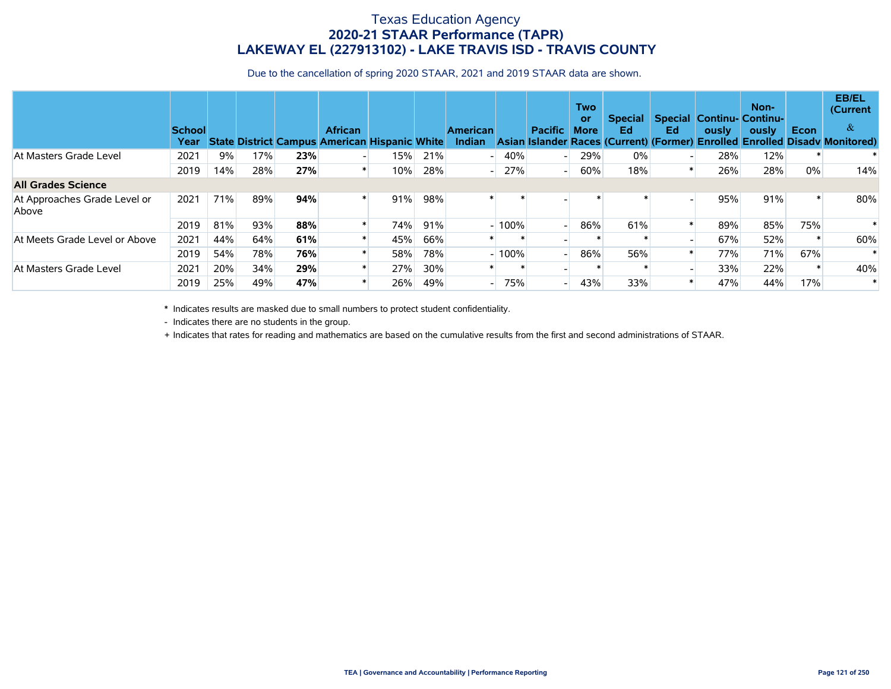# Texas Education Agency
## 2020-21 STAAR Performance (TAPR)
## LAKEWAY EL (227913102) - LAKE TRAVIS ISD - TRAVIS COUNTY

Due to the cancellation of spring 2020 STAAR, 2021 and 2019 STAAR data are shown.

| | School Year | State | District | Campus | African American | Hispanic | White | American Indian | Asian | Pacific Islander | Two or More Races | Special Ed (Current) | Special Ed (Former) | Continuously Enrolled | Non-Continuously Enrolled | Econ Disadv | EB/EL (Current & Monitored) |
|---|---|---|---|---|---|---|---|---|---|---|---|---|---|---|---|---|---|
| At Masters Grade Level | 2021 | 9% | 17% | **23%** | - | 15% | 21% | - | 40% | - | 29% | 0% | - | 28% | 12% | * | * |
| | 2019 | 14% | 28% | **27%** | * | 10% | 28% | - | 27% | - | 60% | 18% | * | 26% | 28% | 0% | 14% |
| **All Grades Science** | | | | | | | | | | | | | | | | | |
| At Approaches Grade Level or Above | 2021 | 71% | 89% | **94%** | * | 91% | 98% | * | * | - | * | * | - | 95% | 91% | * | 80% |
| | 2019 | 81% | 93% | **88%** | * | 74% | 91% | - | 100% | - | 86% | 61% | * | 89% | 85% | 75% | * |
| At Meets Grade Level or Above | 2021 | 44% | 64% | **61%** | * | 45% | 66% | * | * | - | * | * | - | 67% | 52% | * | 60% |
| | 2019 | 54% | 78% | **76%** | * | 58% | 78% | - | 100% | - | 86% | 56% | * | 77% | 71% | 67% | * |
| At Masters Grade Level | 2021 | 20% | 34% | **29%** | * | 27% | 30% | * | * | - | * | * | - | 33% | 22% | * | 40% |
| | 2019 | 25% | 49% | **47%** | * | 26% | 49% | - | 75% | - | 43% | 33% | * | 47% | 44% | 17% | * |

\* Indicates results are masked due to small numbers to protect student confidentiality.

\- Indicates there are no students in the group.

\+ Indicates that rates for reading and mathematics are based on the cumulative results from the first and second administrations of STAAR.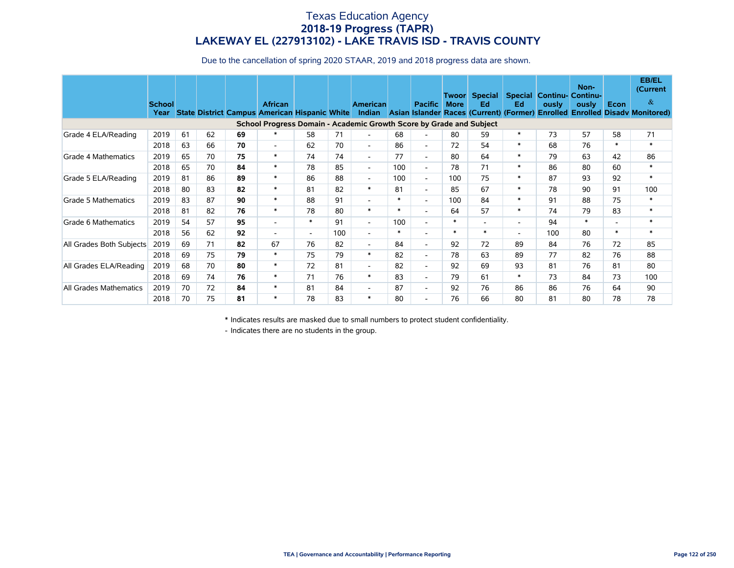# Texas Education Agency
## 2018-19 Progress (TAPR)
## LAKEWAY EL (227913102) - LAKE TRAVIS ISD - TRAVIS COUNTY

Due to the cancellation of spring 2020 STAAR, 2019 and 2018 progress data are shown.

| | School Year | State | District | Campus | African American | Hispanic | White | American Indian | Asian | Pacific Islander | Two or More Races | Special Ed (Current) | Special Ed (Former) | Continuously Enrolled | Non-Continuously Enrolled | Econ Disadv | EB/EL (Current & Monitored) |
|---|---|---|---|---|---|---|---|---|---|---|---|---|---|---|---|---|---|
| **School Progress Domain - Academic Growth Score by Grade and Subject** | | | | | | | | | | | | | | | | | |
| Grade 4 ELA/Reading | 2019 | 61 | 62 | **69** | * | 58 | 71 | - | 68 | - | 80 | 59 | * | 73 | 57 | 58 | 71 |
| | 2018 | 63 | 66 | **70** | - | 62 | 70 | - | 86 | - | 72 | 54 | * | 68 | 76 | * | * |
| Grade 4 Mathematics | 2019 | 65 | 70 | **75** | * | 74 | 74 | - | 77 | - | 80 | 64 | * | 79 | 63 | 42 | 86 |
| | 2018 | 65 | 70 | **84** | * | 78 | 85 | - | 100 | - | 78 | 71 | * | 86 | 80 | 60 | * |
| Grade 5 ELA/Reading | 2019 | 81 | 86 | **89** | * | 86 | 88 | - | 100 | - | 100 | 75 | * | 87 | 93 | 92 | * |
| | 2018 | 80 | 83 | **82** | * | 81 | 82 | * | 81 | - | 85 | 67 | * | 78 | 90 | 91 | 100 |
| Grade 5 Mathematics | 2019 | 83 | 87 | **90** | * | 88 | 91 | - | * | - | 100 | 84 | * | 91 | 88 | 75 | * |
| | 2018 | 81 | 82 | **76** | * | 78 | 80 | * | * | - | 64 | 57 | * | 74 | 79 | 83 | * |
| Grade 6 Mathematics | 2019 | 54 | 57 | **95** | - | * | 91 | - | 100 | - | * | - | - | 94 | * | - | * |
| | 2018 | 56 | 62 | **92** | - | - | 100 | - | * | - | * | * | - | 100 | 80 | * | * |
| All Grades Both Subjects | 2019 | 69 | 71 | **82** | 67 | 76 | 82 | - | 84 | - | 92 | 72 | 89 | 84 | 76 | 72 | 85 |
| | 2018 | 69 | 75 | **79** | * | 75 | 79 | * | 82 | - | 78 | 63 | 89 | 77 | 82 | 76 | 88 |
| All Grades ELA/Reading | 2019 | 68 | 70 | **80** | * | 72 | 81 | - | 82 | - | 92 | 69 | 93 | 81 | 76 | 81 | 80 |
| | 2018 | 69 | 74 | **76** | * | 71 | 76 | * | 83 | - | 79 | 61 | * | 73 | 84 | 73 | 100 |
| All Grades Mathematics | 2019 | 70 | 72 | **84** | * | 81 | 84 | - | 87 | - | 92 | 76 | 86 | 86 | 76 | 64 | 90 |
| | 2018 | 70 | 75 | **81** | * | 78 | 83 | * | 80 | - | 76 | 66 | 80 | 81 | 80 | 78 | 78 |

\* Indicates results are masked due to small numbers to protect student confidentiality.

\- Indicates there are no students in the group.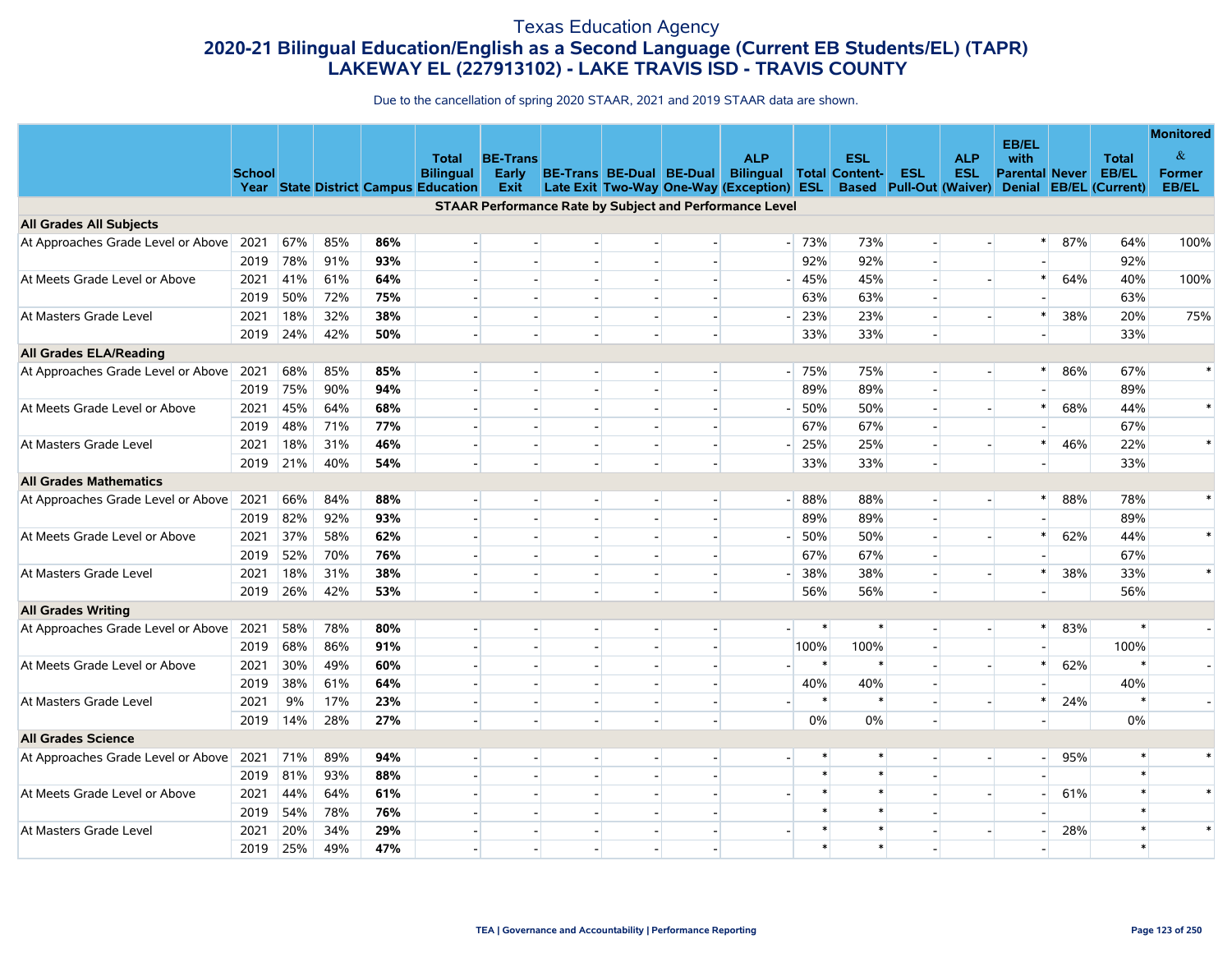# Texas Education Agency

## 2020-21 Bilingual Education/English as a Second Language (Current EB Students/EL) (TAPR)

## LAKEWAY EL (227913102) - LAKE TRAVIS ISD - TRAVIS COUNTY

Due to the cancellation of spring 2020 STAAR, 2021 and 2019 STAAR data are shown.

| | School Year | State | District | Campus | Total Bilingual Education | BE-Trans Early Exit | BE-Trans Late Exit | BE-Dual Two-Way | BE-Dual One-Way | ALP Bilingual (Exception) | Total ESL | ESL Content-Based | ESL Pull-Out | ALP ESL (Waiver) | EB/EL with Parental Denial | Never EB/EL | Total EB/EL (Current) | Monitored & Former EB/EL |
|---|---|---|---|---|---|---|---|---|---|---|---|---|---|---|---|---|---|---|
| **STAAR Performance Rate by Subject and Performance Level** | | | | | | | | | | | | | | | | | | |
| **All Grades All Subjects** | | | | | | | | | | | | | | | | | | |
| At Approaches Grade Level or Above | 2021 | 67% | 85% | **86%** | - | - | - | - | - | - | 73% | 73% | - | - | * | 87% | 64% | 100% |
| | 2019 | 78% | 91% | **93%** | - | - | - | - | - | | 92% | 92% | - | | - | | 92% | |
| At Meets Grade Level or Above | 2021 | 41% | 61% | **64%** | - | - | - | - | - | - | 45% | 45% | - | - | * | 64% | 40% | 100% |
| | 2019 | 50% | 72% | **75%** | - | - | - | - | - | | 63% | 63% | - | | - | | 63% | |
| At Masters Grade Level | 2021 | 18% | 32% | **38%** | - | - | - | - | - | - | 23% | 23% | - | - | * | 38% | 20% | 75% |
| | 2019 | 24% | 42% | **50%** | - | - | - | - | - | | 33% | 33% | - | | - | | 33% | |
| **All Grades ELA/Reading** | | | | | | | | | | | | | | | | | | |
| At Approaches Grade Level or Above | 2021 | 68% | 85% | **85%** | - | - | - | - | - | - | 75% | 75% | - | - | * | 86% | 67% | * |
| | 2019 | 75% | 90% | **94%** | - | - | - | - | - | | 89% | 89% | - | | - | | 89% | |
| At Meets Grade Level or Above | 2021 | 45% | 64% | **68%** | - | - | - | - | - | - | 50% | 50% | - | - | * | 68% | 44% | * |
| | 2019 | 48% | 71% | **77%** | - | - | - | - | - | | 67% | 67% | - | | - | | 67% | |
| At Masters Grade Level | 2021 | 18% | 31% | **46%** | - | - | - | - | - | - | 25% | 25% | - | - | * | 46% | 22% | * |
| | 2019 | 21% | 40% | **54%** | - | - | - | - | - | | 33% | 33% | - | | - | | 33% | |
| **All Grades Mathematics** | | | | | | | | | | | | | | | | | | |
| At Approaches Grade Level or Above | 2021 | 66% | 84% | **88%** | - | - | - | - | - | - | 88% | 88% | - | - | * | 88% | 78% | * |
| | 2019 | 82% | 92% | **93%** | - | - | - | - | - | | 89% | 89% | - | | - | | 89% | |
| At Meets Grade Level or Above | 2021 | 37% | 58% | **62%** | - | - | - | - | - | - | 50% | 50% | - | - | * | 62% | 44% | * |
| | 2019 | 52% | 70% | **76%** | - | - | - | - | - | | 67% | 67% | - | | - | | 67% | |
| At Masters Grade Level | 2021 | 18% | 31% | **38%** | - | - | - | - | - | - | 38% | 38% | - | - | * | 38% | 33% | * |
| | 2019 | 26% | 42% | **53%** | - | - | - | - | - | | 56% | 56% | - | | - | | 56% | |
| **All Grades Writing** | | | | | | | | | | | | | | | | | | |
| At Approaches Grade Level or Above | 2021 | 58% | 78% | **80%** | - | - | - | - | - | - | * | * | - | - | * | 83% | * | - |
| | 2019 | 68% | 86% | **91%** | - | - | - | - | - | | 100% | 100% | - | | - | | 100% | |
| At Meets Grade Level or Above | 2021 | 30% | 49% | **60%** | - | - | - | - | - | - | * | * | - | - | * | 62% | * | - |
| | 2019 | 38% | 61% | **64%** | - | - | - | - | - | | 40% | 40% | - | | - | | 40% | |
| At Masters Grade Level | 2021 | 9% | 17% | **23%** | - | - | - | - | - | - | * | * | - | - | * | 24% | * | - |
| | 2019 | 14% | 28% | **27%** | - | - | - | - | - | | 0% | 0% | - | | - | | 0% | |
| **All Grades Science** | | | | | | | | | | | | | | | | | | |
| At Approaches Grade Level or Above | 2021 | 71% | 89% | **94%** | - | - | - | - | - | - | * | * | - | - | - | 95% | * | * |
| | 2019 | 81% | 93% | **88%** | - | - | - | - | - | | * | * | - | | - | | * | |
| At Meets Grade Level or Above | 2021 | 44% | 64% | **61%** | - | - | - | - | - | - | * | * | - | - | - | 61% | * | * |
| | 2019 | 54% | 78% | **76%** | - | - | - | - | - | | * | * | - | | - | | * | |
| At Masters Grade Level | 2021 | 20% | 34% | **29%** | - | - | - | - | - | - | * | * | - | - | - | 28% | * | * |
| | 2019 | 25% | 49% | **47%** | - | - | - | - | - | | * | * | - | | - | | * | |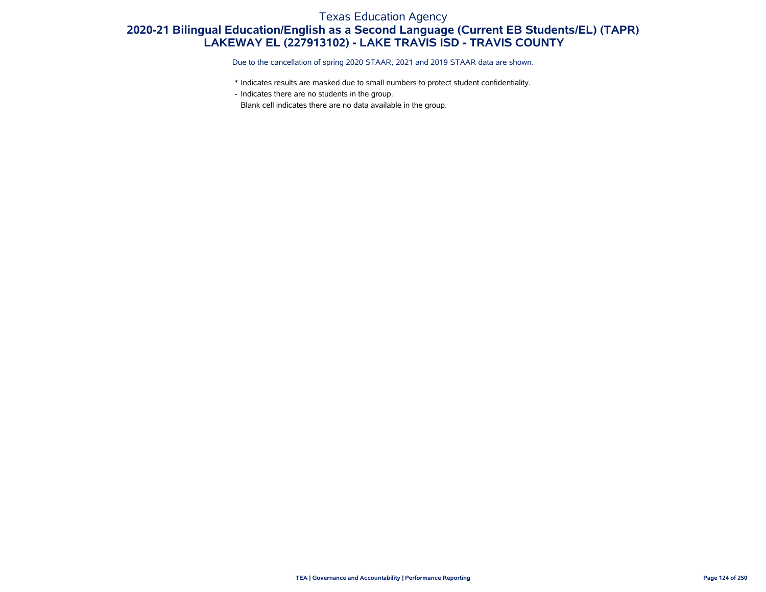# Texas Education Agency

## 2020-21 Bilingual Education/English as a Second Language (Current EB Students/EL) (TAPR)

## LAKEWAY EL (227913102) - LAKE TRAVIS ISD - TRAVIS COUNTY

Due to the cancellation of spring 2020 STAAR, 2021 and 2019 STAAR data are shown.

\* Indicates results are masked due to small numbers to protect student confidentiality.

\- Indicates there are no students in the group.

Blank cell indicates there are no data available in the group.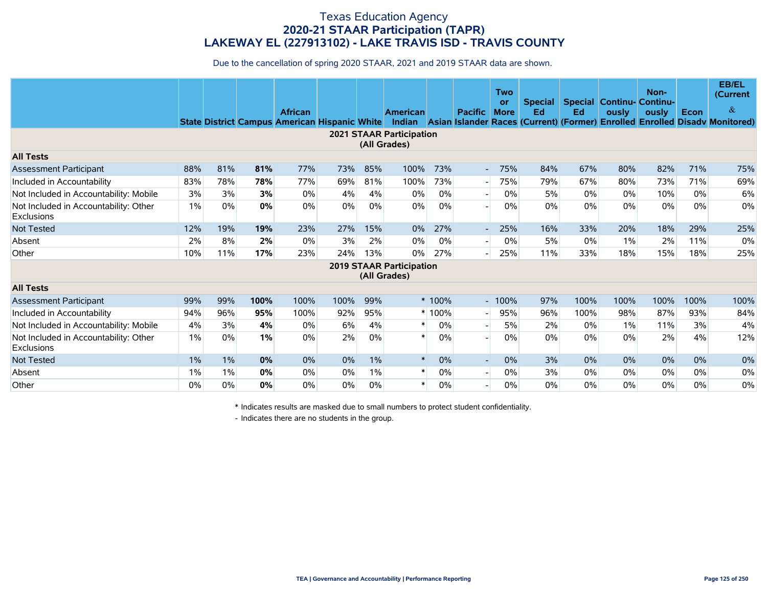# Texas Education Agency
## 2020-21 STAAR Participation (TAPR)
## LAKEWAY EL (227913102) - LAKE TRAVIS ISD - TRAVIS COUNTY

Due to the cancellation of spring 2020 STAAR, 2021 and 2019 STAAR data are shown.

| | State | District | Campus | African American | Hispanic | White | American Indian | Asian | Pacific Islander | Two or More Races | Special Ed (Current) | Special Ed (Former) | Continuously Enrolled | Non-Continuously Enrolled | Econ Disadv | EB/EL (Current & Monitored) |
|---|---|---|---|---|---|---|---|---|---|---|---|---|---|---|---|---|
| **2021 STAAR Participation (All Grades)** | | | | | | | | | | | | | | | | |
| **All Tests** | | | | | | | | | | | | | | | | |
| Assessment Participant | 88% | 81% | **81%** | 77% | 73% | 85% | 100% | 73% | - | 75% | 84% | 67% | 80% | 82% | 71% | 75% |
| Included in Accountability | 83% | 78% | **78%** | 77% | 69% | 81% | 100% | 73% | - | 75% | 79% | 67% | 80% | 73% | 71% | 69% |
| Not Included in Accountability: Mobile | 3% | 3% | **3%** | 0% | 4% | 4% | 0% | 0% | - | 0% | 5% | 0% | 0% | 10% | 0% | 6% |
| Not Included in Accountability: Other Exclusions | 1% | 0% | **0%** | 0% | 0% | 0% | 0% | 0% | - | 0% | 0% | 0% | 0% | 0% | 0% | 0% |
| Not Tested | 12% | 19% | **19%** | 23% | 27% | 15% | 0% | 27% | - | 25% | 16% | 33% | 20% | 18% | 29% | 25% |
| Absent | 2% | 8% | **2%** | 0% | 3% | 2% | 0% | 0% | - | 0% | 5% | 0% | 1% | 2% | 11% | 0% |
| Other | 10% | 11% | **17%** | 23% | 24% | 13% | 0% | 27% | - | 25% | 11% | 33% | 18% | 15% | 18% | 25% |
| **2019 STAAR Participation (All Grades)** | | | | | | | | | | | | | | | | |
| **All Tests** | | | | | | | | | | | | | | | | |
| Assessment Participant | 99% | 99% | **100%** | 100% | 100% | 99% | * | 100% | - | 100% | 97% | 100% | 100% | 100% | 100% | 100% |
| Included in Accountability | 94% | 96% | **95%** | 100% | 92% | 95% | * | 100% | - | 95% | 96% | 100% | 98% | 87% | 93% | 84% |
| Not Included in Accountability: Mobile | 4% | 3% | **4%** | 0% | 6% | 4% | * | 0% | - | 5% | 2% | 0% | 1% | 11% | 3% | 4% |
| Not Included in Accountability: Other Exclusions | 1% | 0% | **1%** | 0% | 2% | 0% | * | 0% | - | 0% | 0% | 0% | 0% | 2% | 4% | 12% |
| Not Tested | 1% | 1% | **0%** | 0% | 0% | 1% | * | 0% | - | 0% | 3% | 0% | 0% | 0% | 0% | 0% |
| Absent | 1% | 1% | **0%** | 0% | 0% | 1% | * | 0% | - | 0% | 3% | 0% | 0% | 0% | 0% | 0% |
| Other | 0% | 0% | **0%** | 0% | 0% | 0% | * | 0% | - | 0% | 0% | 0% | 0% | 0% | 0% | 0% |

* Indicates results are masked due to small numbers to protect student confidentiality.

- Indicates there are no students in the group.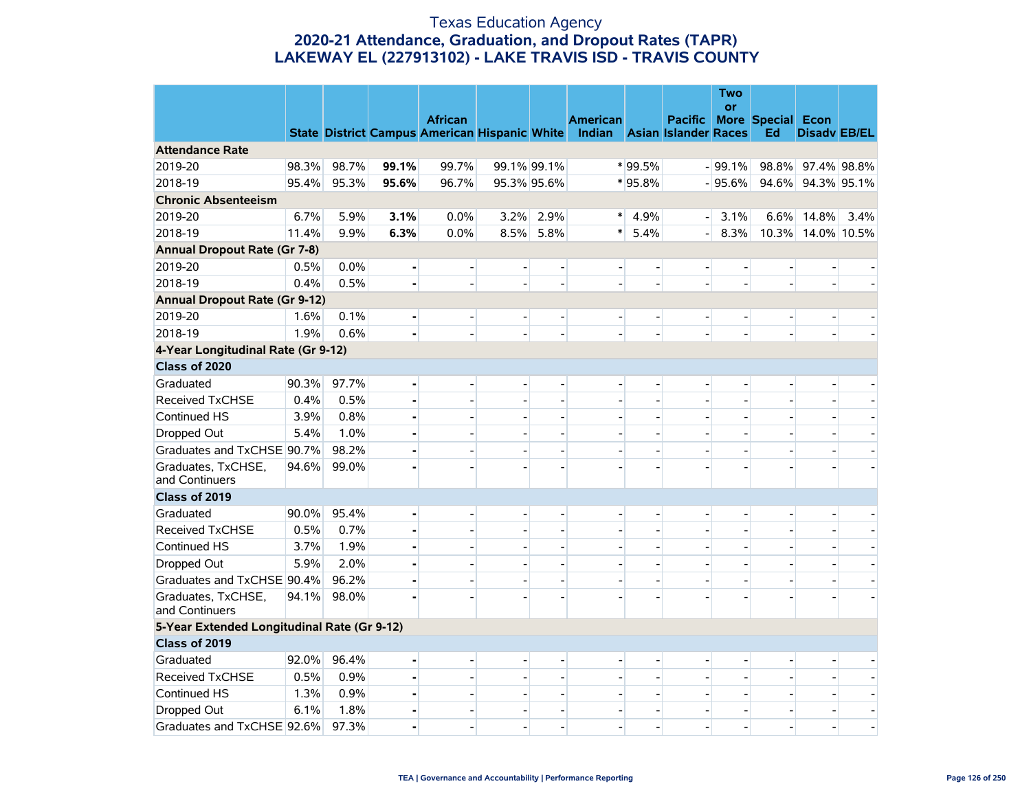# Texas Education Agency
## 2020-21 Attendance, Graduation, and Dropout Rates (TAPR)
## LAKEWAY EL (227913102) - LAKE TRAVIS ISD - TRAVIS COUNTY

| | State | District | Campus | African American | Hispanic | White | American Indian | Asian | Pacific Islander | Two or More Races | Special Ed | Econ Disadv | EB/EL |
|---|---|---|---|---|---|---|---|---|---|---|---|---|---|
| **Attendance Rate** | | | | | | | | | | | | | |
| 2019-20 | 98.3% | 98.7% | **99.1%** | 99.7% | 99.1% | 99.1% | * | 99.5% | - | 99.1% | 98.8% | 97.4% | 98.8% |
| 2018-19 | 95.4% | 95.3% | **95.6%** | 96.7% | 95.3% | 95.6% | * | 95.8% | - | 95.6% | 94.6% | 94.3% | 95.1% |
| **Chronic Absenteeism** | | | | | | | | | | | | | |
| 2019-20 | 6.7% | 5.9% | **3.1%** | 0.0% | 3.2% | 2.9% | * | 4.9% | - | 3.1% | 6.6% | 14.8% | 3.4% |
| 2018-19 | 11.4% | 9.9% | **6.3%** | 0.0% | 8.5% | 5.8% | * | 5.4% | - | 8.3% | 10.3% | 14.0% | 10.5% |
| **Annual Dropout Rate (Gr 7-8)** | | | | | | | | | | | | | |
| 2019-20 | 0.5% | 0.0% | **-** | - | - | - | - | - | - | - | - | - | - |
| 2018-19 | 0.4% | 0.5% | **-** | - | - | - | - | - | - | - | - | - | - |
| **Annual Dropout Rate (Gr 9-12)** | | | | | | | | | | | | | |
| 2019-20 | 1.6% | 0.1% | **-** | - | - | - | - | - | - | - | - | - | - |
| 2018-19 | 1.9% | 0.6% | **-** | - | - | - | - | - | - | - | - | - | - |
| **4-Year Longitudinal Rate (Gr 9-12)** | | | | | | | | | | | | | |
| **Class of 2020** | | | | | | | | | | | | | |
| Graduated | 90.3% | 97.7% | **-** | - | - | - | - | - | - | - | - | - | - |
| Received TxCHSE | 0.4% | 0.5% | **-** | - | - | - | - | - | - | - | - | - | - |
| Continued HS | 3.9% | 0.8% | **-** | - | - | - | - | - | - | - | - | - | - |
| Dropped Out | 5.4% | 1.0% | **-** | - | - | - | - | - | - | - | - | - | - |
| Graduates and TxCHSE | 90.7% | 98.2% | **-** | - | - | - | - | - | - | - | - | - | - |
| Graduates, TxCHSE, and Continuers | 94.6% | 99.0% | **-** | - | - | - | - | - | - | - | - | - | - |
| **Class of 2019** | | | | | | | | | | | | | |
| Graduated | 90.0% | 95.4% | **-** | - | - | - | - | - | - | - | - | - | - |
| Received TxCHSE | 0.5% | 0.7% | **-** | - | - | - | - | - | - | - | - | - | - |
| Continued HS | 3.7% | 1.9% | **-** | - | - | - | - | - | - | - | - | - | - |
| Dropped Out | 5.9% | 2.0% | **-** | - | - | - | - | - | - | - | - | - | - |
| Graduates and TxCHSE | 90.4% | 96.2% | **-** | - | - | - | - | - | - | - | - | - | - |
| Graduates, TxCHSE, and Continuers | 94.1% | 98.0% | **-** | - | - | - | - | - | - | - | - | - | - |
| **5-Year Extended Longitudinal Rate (Gr 9-12)** | | | | | | | | | | | | | |
| **Class of 2019** | | | | | | | | | | | | | |
| Graduated | 92.0% | 96.4% | **-** | - | - | - | - | - | - | - | - | - | - |
| Received TxCHSE | 0.5% | 0.9% | **-** | - | - | - | - | - | - | - | - | - | - |
| Continued HS | 1.3% | 0.9% | **-** | - | - | - | - | - | - | - | - | - | - |
| Dropped Out | 6.1% | 1.8% | **-** | - | - | - | - | - | - | - | - | - | - |
| Graduates and TxCHSE | 92.6% | 97.3% | **-** | - | - | - | - | - | - | - | - | - | - |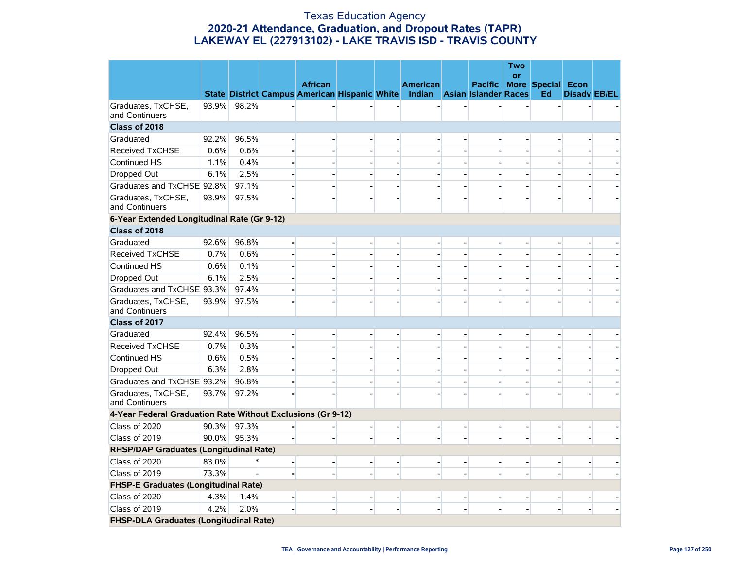# Texas Education Agency
## 2020-21 Attendance, Graduation, and Dropout Rates (TAPR)
## LAKEWAY EL (227913102) - LAKE TRAVIS ISD - TRAVIS COUNTY

| | State | District | Campus | African American | Hispanic | White | American Indian | Asian | Pacific Islander | Two or More Races | Special Ed | Econ Disadv | EB/EL |
|---|---|---|---|---|---|---|---|---|---|---|---|---|---|
| Graduates, TxCHSE, and Continuers | 93.9% | 98.2% | - | - | - | - | - | - | - | - | - | - | - |
| **Class of 2018** | | | | | | | | | | | | | |
| Graduated | 92.2% | 96.5% | - | - | - | - | - | - | - | - | - | - | - |
| Received TxCHSE | 0.6% | 0.6% | - | - | - | - | - | - | - | - | - | - | - |
| Continued HS | 1.1% | 0.4% | - | - | - | - | - | - | - | - | - | - | - |
| Dropped Out | 6.1% | 2.5% | - | - | - | - | - | - | - | - | - | - | - |
| Graduates and TxCHSE | 92.8% | 97.1% | - | - | - | - | - | - | - | - | - | - | - |
| Graduates, TxCHSE, and Continuers | 93.9% | 97.5% | - | - | - | - | - | - | - | - | - | - | - |
| **6-Year Extended Longitudinal Rate (Gr 9-12)** | | | | | | | | | | | | | |
| **Class of 2018** | | | | | | | | | | | | | |
| Graduated | 92.6% | 96.8% | - | - | - | - | - | - | - | - | - | - | - |
| Received TxCHSE | 0.7% | 0.6% | - | - | - | - | - | - | - | - | - | - | - |
| Continued HS | 0.6% | 0.1% | - | - | - | - | - | - | - | - | - | - | - |
| Dropped Out | 6.1% | 2.5% | - | - | - | - | - | - | - | - | - | - | - |
| Graduates and TxCHSE | 93.3% | 97.4% | - | - | - | - | - | - | - | - | - | - | - |
| Graduates, TxCHSE, and Continuers | 93.9% | 97.5% | - | - | - | - | - | - | - | - | - | - | - |
| **Class of 2017** | | | | | | | | | | | | | |
| Graduated | 92.4% | 96.5% | - | - | - | - | - | - | - | - | - | - | - |
| Received TxCHSE | 0.7% | 0.3% | - | - | - | - | - | - | - | - | - | - | - |
| Continued HS | 0.6% | 0.5% | - | - | - | - | - | - | - | - | - | - | - |
| Dropped Out | 6.3% | 2.8% | - | - | - | - | - | - | - | - | - | - | - |
| Graduates and TxCHSE | 93.2% | 96.8% | - | - | - | - | - | - | - | - | - | - | - |
| Graduates, TxCHSE, and Continuers | 93.7% | 97.2% | - | - | - | - | - | - | - | - | - | - | - |
| **4-Year Federal Graduation Rate Without Exclusions (Gr 9-12)** | | | | | | | | | | | | | |
| Class of 2020 | 90.3% | 97.3% | - | - | - | - | - | - | - | - | - | - | - |
| Class of 2019 | 90.0% | 95.3% | - | - | - | - | - | - | - | - | - | - | - |
| **RHSP/DAP Graduates (Longitudinal Rate)** | | | | | | | | | | | | | |
| Class of 2020 | 83.0% | * | - | - | - | - | - | - | - | - | - | - | - |
| Class of 2019 | 73.3% | - | - | - | - | - | - | - | - | - | - | - | - |
| **FHSP-E Graduates (Longitudinal Rate)** | | | | | | | | | | | | | |
| Class of 2020 | 4.3% | 1.4% | - | - | - | - | - | - | - | - | - | - | - |
| Class of 2019 | 4.2% | 2.0% | - | - | - | - | - | - | - | - | - | - | - |
| **FHSP-DLA Graduates (Longitudinal Rate)** | | | | | | | | | | | | | |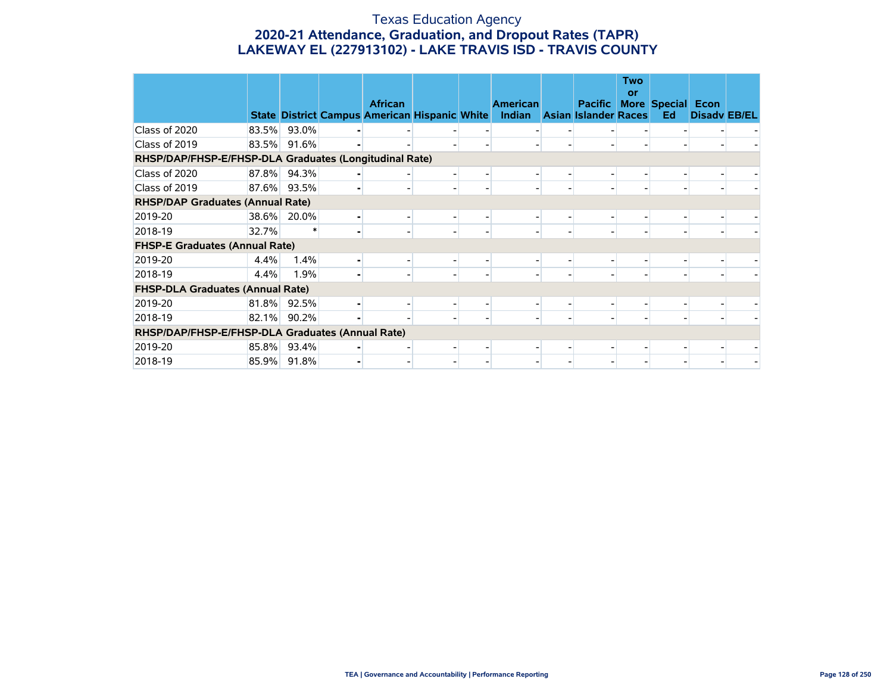# Texas Education Agency

## 2020-21 Attendance, Graduation, and Dropout Rates (TAPR)

## LAKEWAY EL (227913102) - LAKE TRAVIS ISD - TRAVIS COUNTY

| | State | District | Campus | African American | Hispanic | White | American Indian | Asian | Pacific Islander | Two or More Races | Special Ed | Econ Disadv | EB/EL |
|---|---|---|---|---|---|---|---|---|---|---|---|---|---|
| Class of 2020 | 83.5% | 93.0% | - | - | - | - | - | - | - | - | - | - | - |
| Class of 2019 | 83.5% | 91.6% | - | - | - | - | - | - | - | - | - | - | - |
| **RHSP/DAP/FHSP-E/FHSP-DLA Graduates (Longitudinal Rate)** | | | | | | | | | | | | | |
| Class of 2020 | 87.8% | 94.3% | - | - | - | - | - | - | - | - | - | - | - |
| Class of 2019 | 87.6% | 93.5% | - | - | - | - | - | - | - | - | - | - | - |
| **RHSP/DAP Graduates (Annual Rate)** | | | | | | | | | | | | | |
| 2019-20 | 38.6% | 20.0% | - | - | - | - | - | - | - | - | - | - | - |
| 2018-19 | 32.7% | * | - | - | - | - | - | - | - | - | - | - | - |
| **FHSP-E Graduates (Annual Rate)** | | | | | | | | | | | | | |
| 2019-20 | 4.4% | 1.4% | - | - | - | - | - | - | - | - | - | - | - |
| 2018-19 | 4.4% | 1.9% | - | - | - | - | - | - | - | - | - | - | - |
| **FHSP-DLA Graduates (Annual Rate)** | | | | | | | | | | | | | |
| 2019-20 | 81.8% | 92.5% | - | - | - | - | - | - | - | - | - | - | - |
| 2018-19 | 82.1% | 90.2% | - | - | - | - | - | - | - | - | - | - | - |
| **RHSP/DAP/FHSP-E/FHSP-DLA Graduates (Annual Rate)** | | | | | | | | | | | | | |
| 2019-20 | 85.8% | 93.4% | - | - | - | - | - | - | - | - | - | - | - |
| 2018-19 | 85.9% | 91.8% | - | - | - | - | - | - | - | - | - | - | - |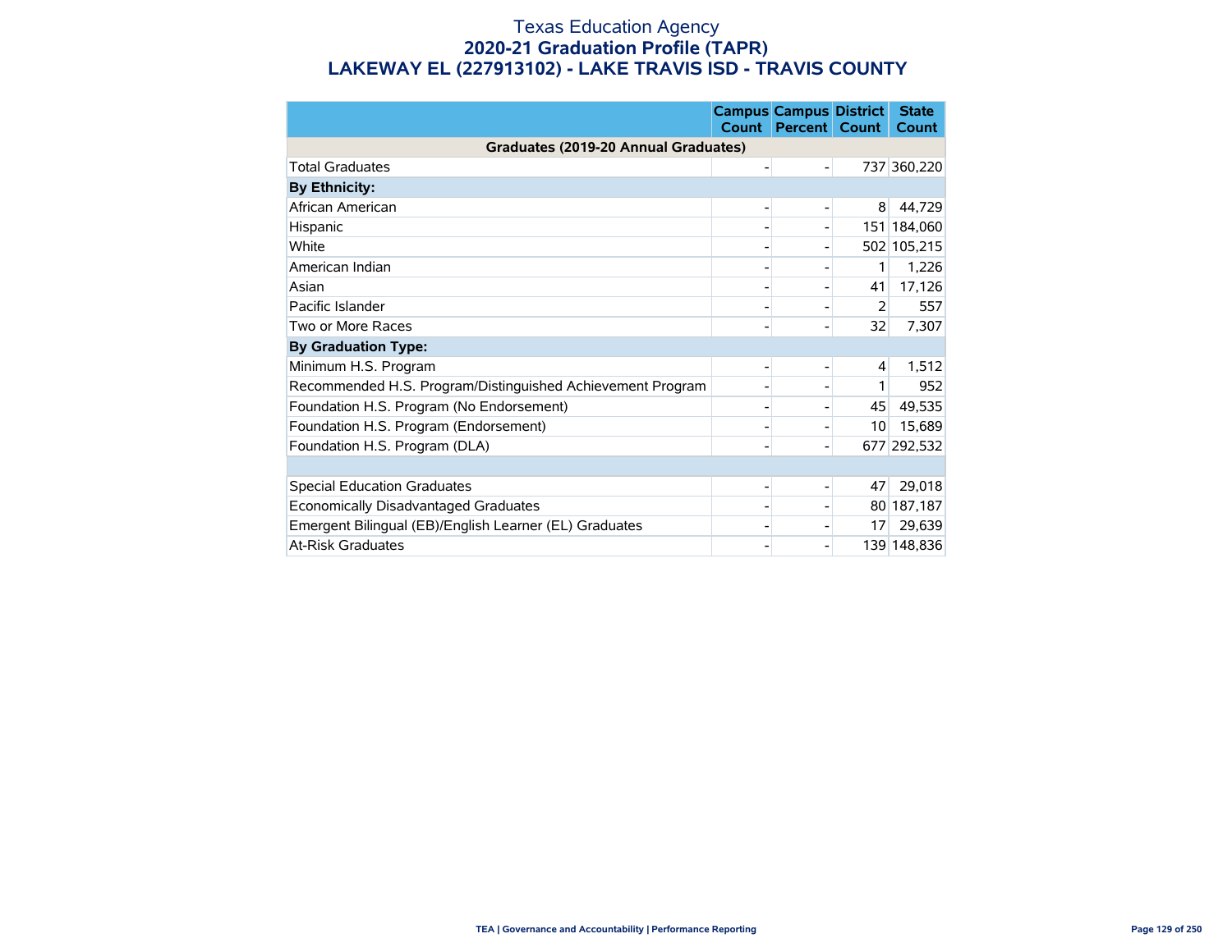# Texas Education Agency

## 2020-21 Graduation Profile (TAPR)

## LAKEWAY EL (227913102) - LAKE TRAVIS ISD - TRAVIS COUNTY

| | Campus Count | Campus Percent | District Count | State Count |
|---|---|---|---|---|
| **Graduates (2019-20 Annual Graduates)** | | | | |
| Total Graduates | - | - | 737 | 360,220 |
| **By Ethnicity:** | | | | |
| African American | - | - | 8 | 44,729 |
| Hispanic | - | - | 151 | 184,060 |
| White | - | - | 502 | 105,215 |
| American Indian | - | - | 1 | 1,226 |
| Asian | - | - | 41 | 17,126 |
| Pacific Islander | - | - | 2 | 557 |
| Two or More Races | - | - | 32 | 7,307 |
| **By Graduation Type:** | | | | |
| Minimum H.S. Program | - | - | 4 | 1,512 |
| Recommended H.S. Program/Distinguished Achievement Program | - | - | 1 | 952 |
| Foundation H.S. Program (No Endorsement) | - | - | 45 | 49,535 |
| Foundation H.S. Program (Endorsement) | - | - | 10 | 15,689 |
| Foundation H.S. Program (DLA) | - | - | 677 | 292,532 |
| | | | | |
| Special Education Graduates | - | - | 47 | 29,018 |
| Economically Disadvantaged Graduates | - | - | 80 | 187,187 |
| Emergent Bilingual (EB)/English Learner (EL) Graduates | - | - | 17 | 29,639 |
| At-Risk Graduates | - | - | 139 | 148,836 |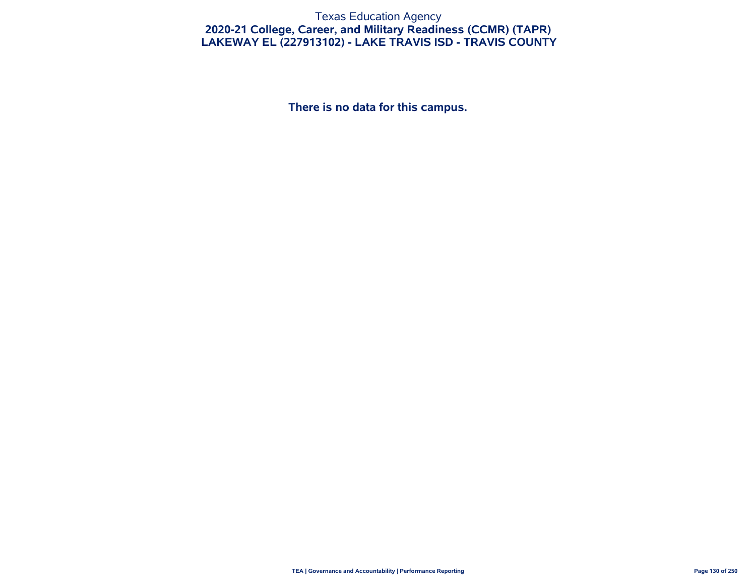Texas Education Agency

# 2020-21 College, Career, and Military Readiness (CCMR) (TAPR)

## LAKEWAY EL (227913102) - LAKE TRAVIS ISD - TRAVIS COUNTY

**There is no data for this campus.**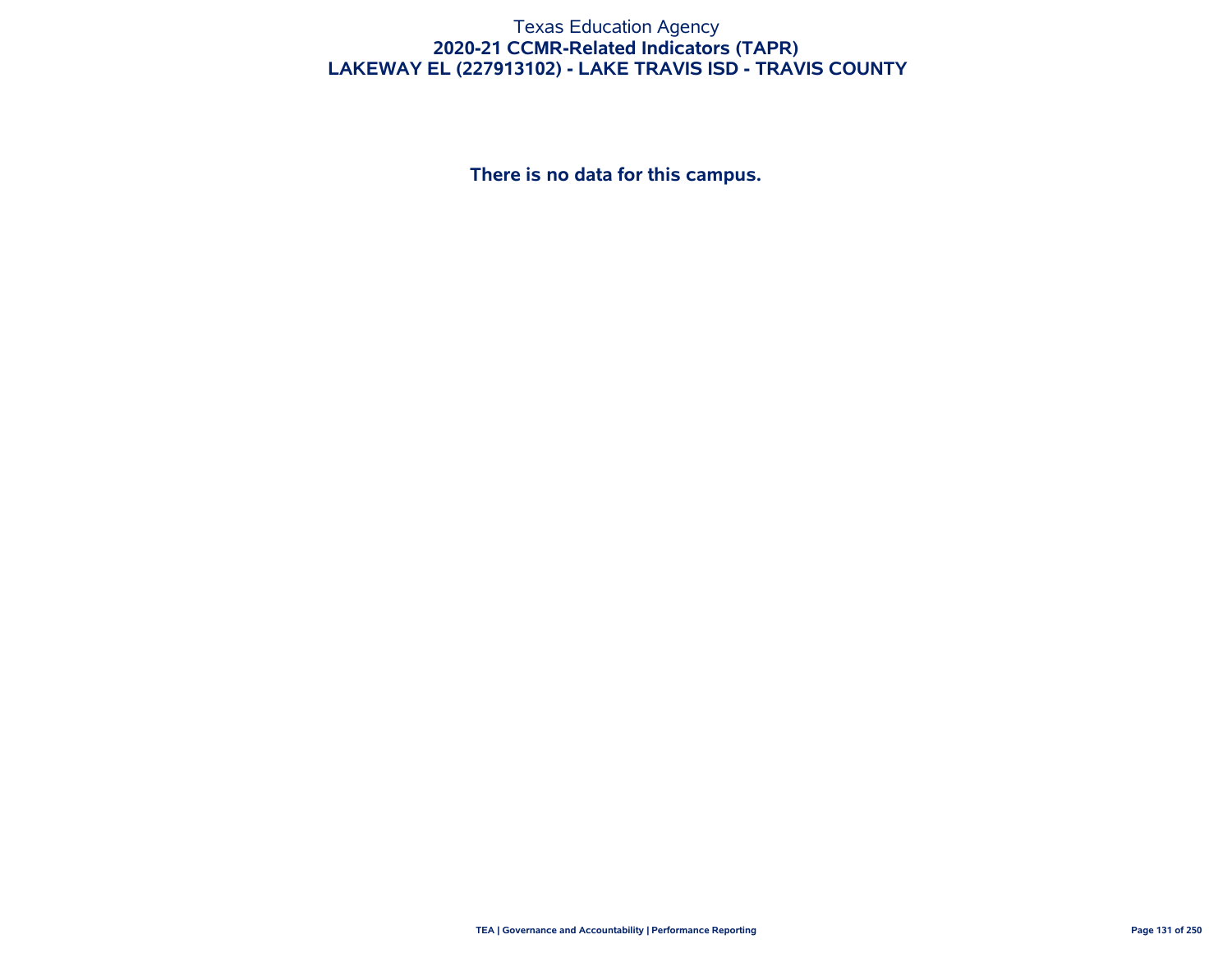# Texas Education Agency

## 2020-21 CCMR-Related Indicators (TAPR)

## LAKEWAY EL (227913102) - LAKE TRAVIS ISD - TRAVIS COUNTY

**There is no data for this campus.**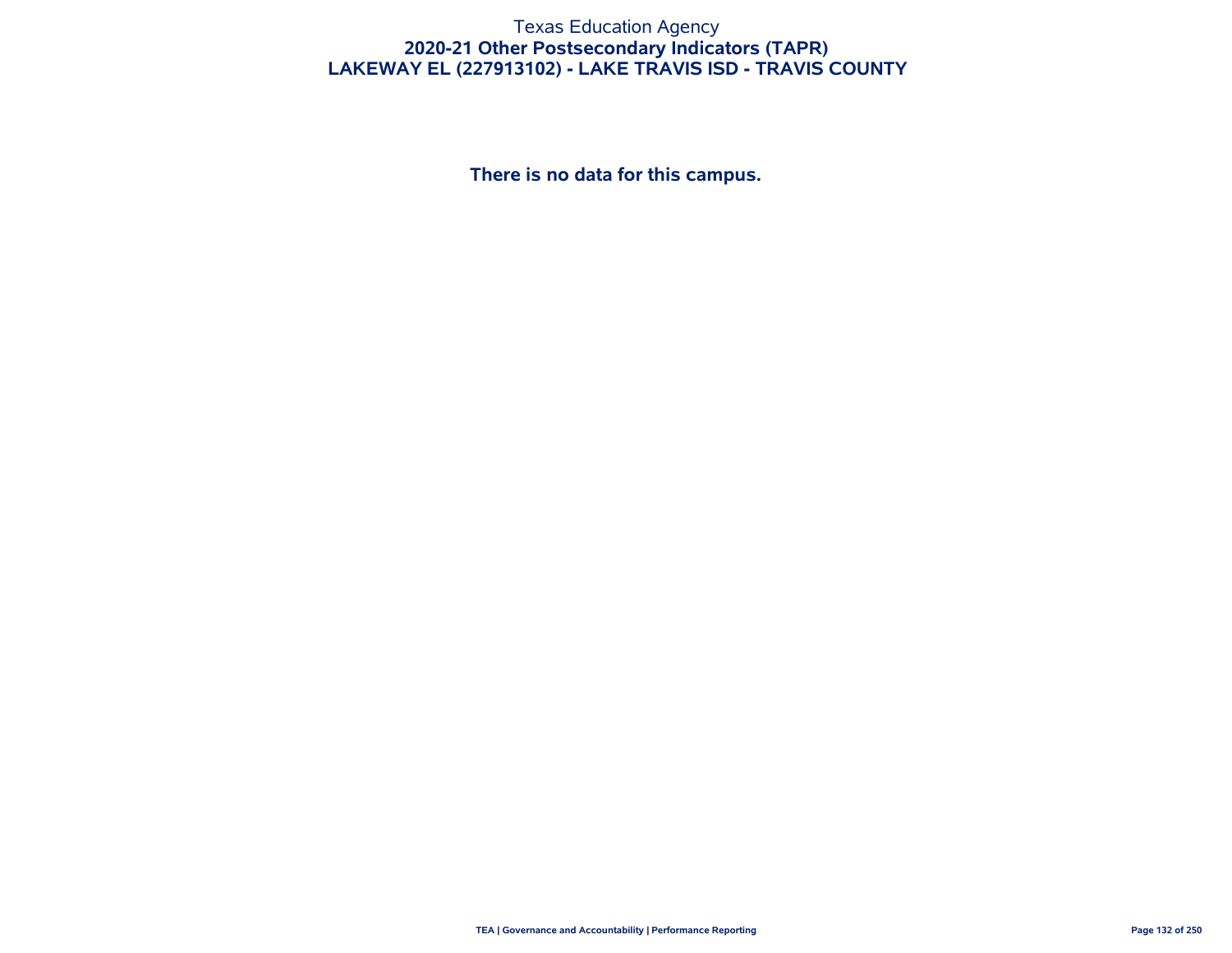Texas Education Agency

**2020-21 Other Postsecondary Indicators (TAPR)**

**LAKEWAY EL (227913102) - LAKE TRAVIS ISD - TRAVIS COUNTY**

**There is no data for this campus.**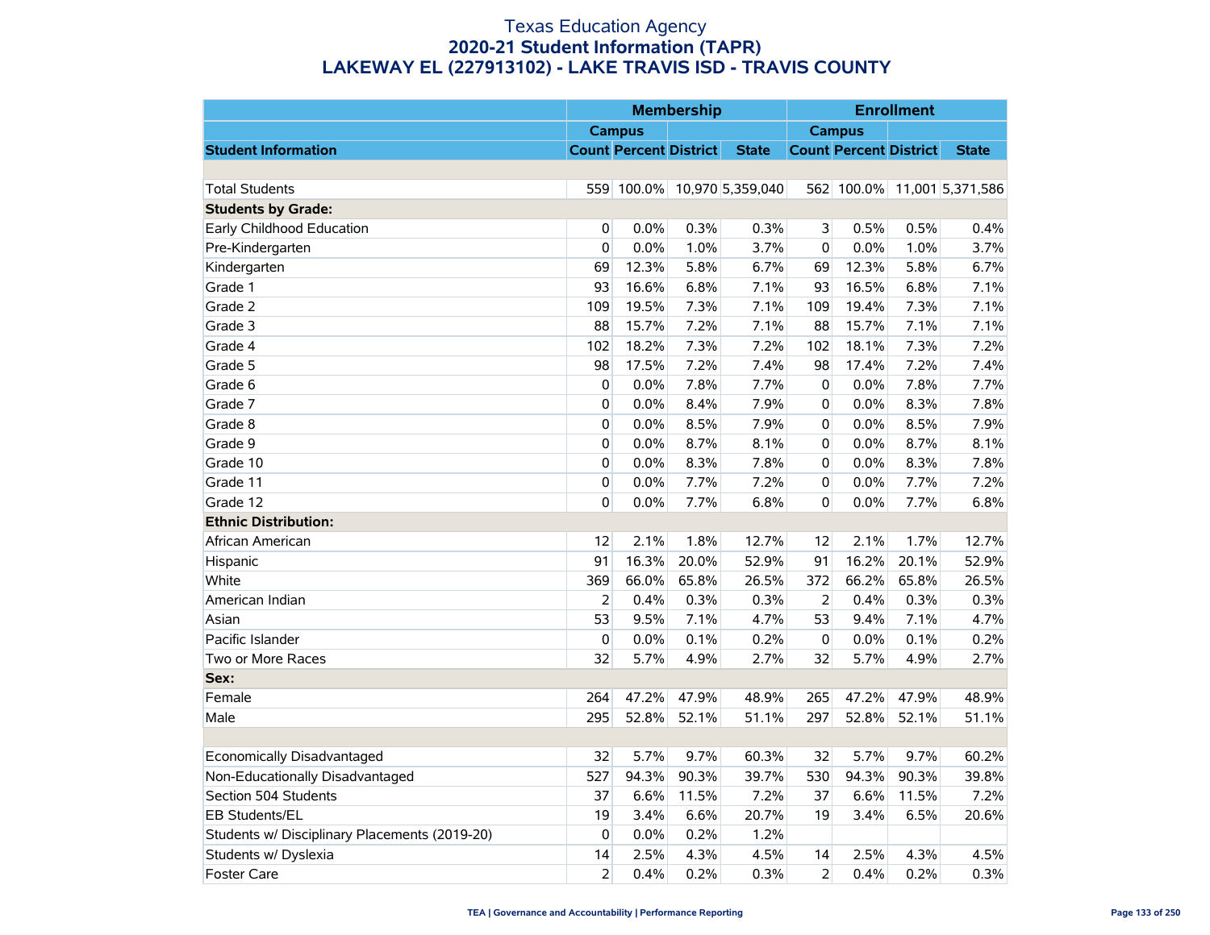# Texas Education Agency
## 2020-21 Student Information (TAPR)
## LAKEWAY EL (227913102) - LAKE TRAVIS ISD - TRAVIS COUNTY

| | Membership | | | | Enrollment | | | |
|---|---|---|---|---|---|---|---|---|
| | Campus | | | | Campus | | | |
| **Student Information** | Count | Percent | District | State | Count | Percent | District | State |
| | | | | | | | | |
| Total Students | 559 | 100.0% | 10,970 | 5,359,040 | 562 | 100.0% | 11,001 | 5,371,586 |
| **Students by Grade:** | | | | | | | | |
| Early Childhood Education | 0 | 0.0% | 0.3% | 0.3% | 3 | 0.5% | 0.5% | 0.4% |
| Pre-Kindergarten | 0 | 0.0% | 1.0% | 3.7% | 0 | 0.0% | 1.0% | 3.7% |
| Kindergarten | 69 | 12.3% | 5.8% | 6.7% | 69 | 12.3% | 5.8% | 6.7% |
| Grade 1 | 93 | 16.6% | 6.8% | 7.1% | 93 | 16.5% | 6.8% | 7.1% |
| Grade 2 | 109 | 19.5% | 7.3% | 7.1% | 109 | 19.4% | 7.3% | 7.1% |
| Grade 3 | 88 | 15.7% | 7.2% | 7.1% | 88 | 15.7% | 7.1% | 7.1% |
| Grade 4 | 102 | 18.2% | 7.3% | 7.2% | 102 | 18.1% | 7.3% | 7.2% |
| Grade 5 | 98 | 17.5% | 7.2% | 7.4% | 98 | 17.4% | 7.2% | 7.4% |
| Grade 6 | 0 | 0.0% | 7.8% | 7.7% | 0 | 0.0% | 7.8% | 7.7% |
| Grade 7 | 0 | 0.0% | 8.4% | 7.9% | 0 | 0.0% | 8.3% | 7.8% |
| Grade 8 | 0 | 0.0% | 8.5% | 7.9% | 0 | 0.0% | 8.5% | 7.9% |
| Grade 9 | 0 | 0.0% | 8.7% | 8.1% | 0 | 0.0% | 8.7% | 8.1% |
| Grade 10 | 0 | 0.0% | 8.3% | 7.8% | 0 | 0.0% | 8.3% | 7.8% |
| Grade 11 | 0 | 0.0% | 7.7% | 7.2% | 0 | 0.0% | 7.7% | 7.2% |
| Grade 12 | 0 | 0.0% | 7.7% | 6.8% | 0 | 0.0% | 7.7% | 6.8% |
| **Ethnic Distribution:** | | | | | | | | |
| African American | 12 | 2.1% | 1.8% | 12.7% | 12 | 2.1% | 1.7% | 12.7% |
| Hispanic | 91 | 16.3% | 20.0% | 52.9% | 91 | 16.2% | 20.1% | 52.9% |
| White | 369 | 66.0% | 65.8% | 26.5% | 372 | 66.2% | 65.8% | 26.5% |
| American Indian | 2 | 0.4% | 0.3% | 0.3% | 2 | 0.4% | 0.3% | 0.3% |
| Asian | 53 | 9.5% | 7.1% | 4.7% | 53 | 9.4% | 7.1% | 4.7% |
| Pacific Islander | 0 | 0.0% | 0.1% | 0.2% | 0 | 0.0% | 0.1% | 0.2% |
| Two or More Races | 32 | 5.7% | 4.9% | 2.7% | 32 | 5.7% | 4.9% | 2.7% |
| **Sex:** | | | | | | | | |
| Female | 264 | 47.2% | 47.9% | 48.9% | 265 | 47.2% | 47.9% | 48.9% |
| Male | 295 | 52.8% | 52.1% | 51.1% | 297 | 52.8% | 52.1% | 51.1% |
| | | | | | | | | |
| Economically Disadvantaged | 32 | 5.7% | 9.7% | 60.3% | 32 | 5.7% | 9.7% | 60.2% |
| Non-Educationally Disadvantaged | 527 | 94.3% | 90.3% | 39.7% | 530 | 94.3% | 90.3% | 39.8% |
| Section 504 Students | 37 | 6.6% | 11.5% | 7.2% | 37 | 6.6% | 11.5% | 7.2% |
| EB Students/EL | 19 | 3.4% | 6.6% | 20.7% | 19 | 3.4% | 6.5% | 20.6% |
| Students w/ Disciplinary Placements (2019-20) | 0 | 0.0% | 0.2% | 1.2% | | | | |
| Students w/ Dyslexia | 14 | 2.5% | 4.3% | 4.5% | 14 | 2.5% | 4.3% | 4.5% |
| Foster Care | 2 | 0.4% | 0.2% | 0.3% | 2 | 0.4% | 0.2% | 0.3% |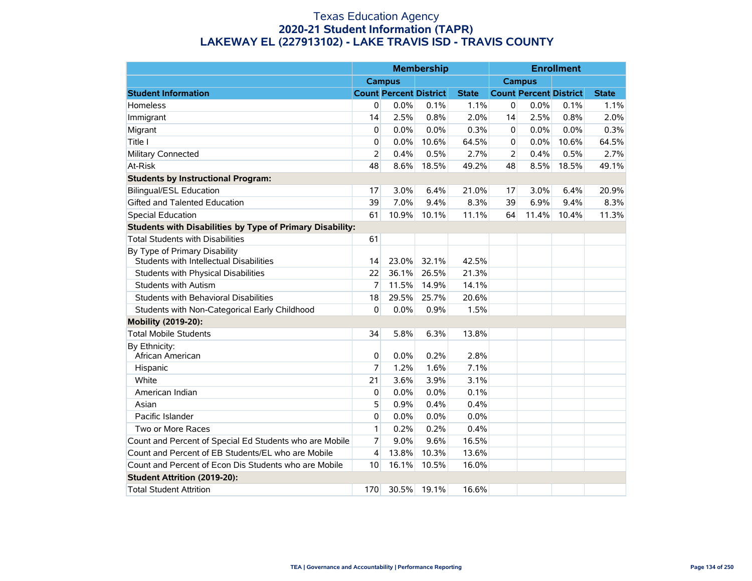# Texas Education Agency
## 2020-21 Student Information (TAPR)
## LAKEWAY EL (227913102) - LAKE TRAVIS ISD - TRAVIS COUNTY

| | Membership | | | | Enrollment | | | |
|---|---|---|---|---|---|---|---|---|
| | Campus | | | | Campus | | | |
| **Student Information** | **Count** | **Percent** | **District** | **State** | **Count** | **Percent** | **District** | **State** |
| Homeless | 0 | 0.0% | 0.1% | 1.1% | 0 | 0.0% | 0.1% | 1.1% |
| Immigrant | 14 | 2.5% | 0.8% | 2.0% | 14 | 2.5% | 0.8% | 2.0% |
| Migrant | 0 | 0.0% | 0.0% | 0.3% | 0 | 0.0% | 0.0% | 0.3% |
| Title I | 0 | 0.0% | 10.6% | 64.5% | 0 | 0.0% | 10.6% | 64.5% |
| Military Connected | 2 | 0.4% | 0.5% | 2.7% | 2 | 0.4% | 0.5% | 2.7% |
| At-Risk | 48 | 8.6% | 18.5% | 49.2% | 48 | 8.5% | 18.5% | 49.1% |
| **Students by Instructional Program:** | | | | | | | | |
| Bilingual/ESL Education | 17 | 3.0% | 6.4% | 21.0% | 17 | 3.0% | 6.4% | 20.9% |
| Gifted and Talented Education | 39 | 7.0% | 9.4% | 8.3% | 39 | 6.9% | 9.4% | 8.3% |
| Special Education | 61 | 10.9% | 10.1% | 11.1% | 64 | 11.4% | 10.4% | 11.3% |
| **Students with Disabilities by Type of Primary Disability:** | | | | | | | | |
| Total Students with Disabilities | 61 | | | | | | | |
| By Type of Primary Disability<br>Students with Intellectual Disabilities | 14 | 23.0% | 32.1% | 42.5% | | | | |
| Students with Physical Disabilities | 22 | 36.1% | 26.5% | 21.3% | | | | |
| Students with Autism | 7 | 11.5% | 14.9% | 14.1% | | | | |
| Students with Behavioral Disabilities | 18 | 29.5% | 25.7% | 20.6% | | | | |
| Students with Non-Categorical Early Childhood | 0 | 0.0% | 0.9% | 1.5% | | | | |
| **Mobility (2019-20):** | | | | | | | | |
| Total Mobile Students | 34 | 5.8% | 6.3% | 13.8% | | | | |
| By Ethnicity:<br>African American | 0 | 0.0% | 0.2% | 2.8% | | | | |
| Hispanic | 7 | 1.2% | 1.6% | 7.1% | | | | |
| White | 21 | 3.6% | 3.9% | 3.1% | | | | |
| American Indian | 0 | 0.0% | 0.0% | 0.1% | | | | |
| Asian | 5 | 0.9% | 0.4% | 0.4% | | | | |
| Pacific Islander | 0 | 0.0% | 0.0% | 0.0% | | | | |
| Two or More Races | 1 | 0.2% | 0.2% | 0.4% | | | | |
| Count and Percent of Special Ed Students who are Mobile | 7 | 9.0% | 9.6% | 16.5% | | | | |
| Count and Percent of EB Students/EL who are Mobile | 4 | 13.8% | 10.3% | 13.6% | | | | |
| Count and Percent of Econ Dis Students who are Mobile | 10 | 16.1% | 10.5% | 16.0% | | | | |
| **Student Attrition (2019-20):** | | | | | | | | |
| Total Student Attrition | 170 | 30.5% | 19.1% | 16.6% | | | | |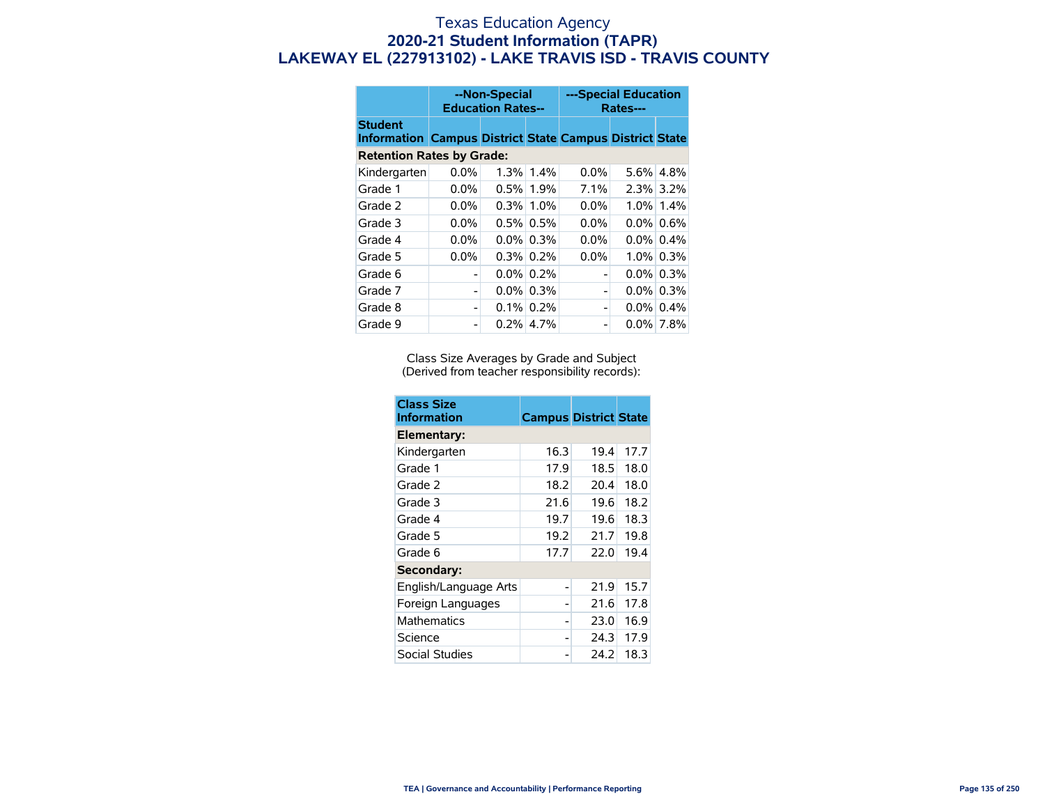# Texas Education Agency
## 2020-21 Student Information (TAPR)
## LAKEWAY EL (227913102) - LAKE TRAVIS ISD - TRAVIS COUNTY

| | --Non-Special Education Rates-- | | | ---Special Education Rates--- | | |
|---|---|---|---|---|---|---|
| **Student Information** | **Campus** | **District** | **State** | **Campus** | **District** | **State** |
| **Retention Rates by Grade:** | | | | | | |
| Kindergarten | 0.0% | 1.3% | 1.4% | 0.0% | 5.6% | 4.8% |
| Grade 1 | 0.0% | 0.5% | 1.9% | 7.1% | 2.3% | 3.2% |
| Grade 2 | 0.0% | 0.3% | 1.0% | 0.0% | 1.0% | 1.4% |
| Grade 3 | 0.0% | 0.5% | 0.5% | 0.0% | 0.0% | 0.6% |
| Grade 4 | 0.0% | 0.0% | 0.3% | 0.0% | 0.0% | 0.4% |
| Grade 5 | 0.0% | 0.3% | 0.2% | 0.0% | 1.0% | 0.3% |
| Grade 6 | - | 0.0% | 0.2% | - | 0.0% | 0.3% |
| Grade 7 | - | 0.0% | 0.3% | - | 0.0% | 0.3% |
| Grade 8 | - | 0.1% | 0.2% | - | 0.0% | 0.4% |
| Grade 9 | - | 0.2% | 4.7% | - | 0.0% | 7.8% |

Class Size Averages by Grade and Subject
(Derived from teacher responsibility records):

| Class Size Information | Campus | District | State |
|---|---|---|---|
| **Elementary:** | | | |
| Kindergarten | 16.3 | 19.4 | 17.7 |
| Grade 1 | 17.9 | 18.5 | 18.0 |
| Grade 2 | 18.2 | 20.4 | 18.0 |
| Grade 3 | 21.6 | 19.6 | 18.2 |
| Grade 4 | 19.7 | 19.6 | 18.3 |
| Grade 5 | 19.2 | 21.7 | 19.8 |
| Grade 6 | 17.7 | 22.0 | 19.4 |
| **Secondary:** | | | |
| English/Language Arts | - | 21.9 | 15.7 |
| Foreign Languages | - | 21.6 | 17.8 |
| Mathematics | - | 23.0 | 16.9 |
| Science | - | 24.3 | 17.9 |
| Social Studies | - | 24.2 | 18.3 |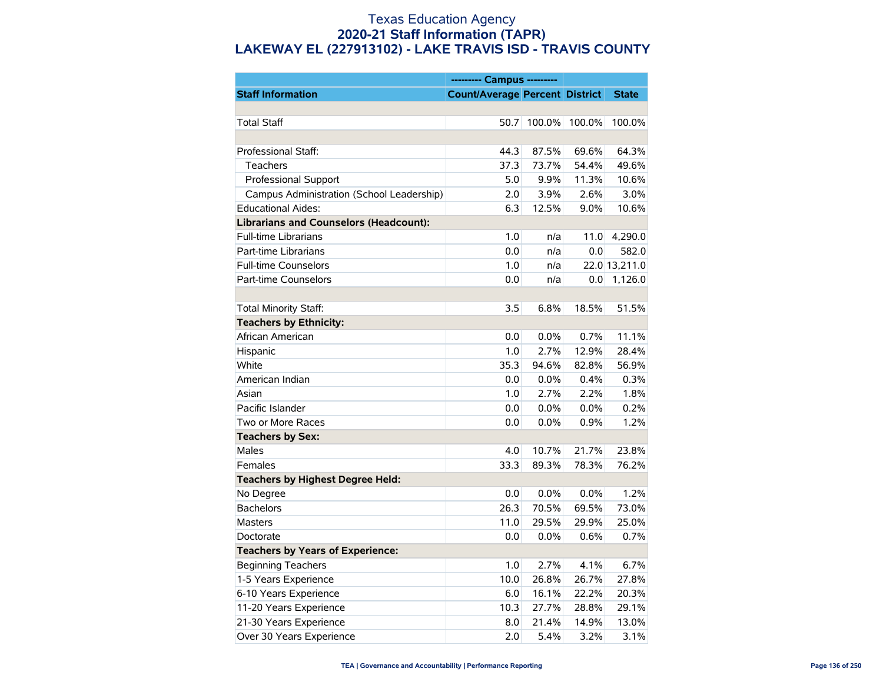# Texas Education Agency
## 2020-21 Staff Information (TAPR)
## LAKEWAY EL (227913102) - LAKE TRAVIS ISD - TRAVIS COUNTY

| | --------- Campus --------- | | | |
|---|---|---|---|---|
| **Staff Information** | **Count/Average** | **Percent** | **District** | **State** |
| | | | | |
| Total Staff | 50.7 | 100.0% | 100.0% | 100.0% |
| | | | | |
| Professional Staff: | 44.3 | 87.5% | 69.6% | 64.3% |
| Teachers | 37.3 | 73.7% | 54.4% | 49.6% |
| Professional Support | 5.0 | 9.9% | 11.3% | 10.6% |
| Campus Administration (School Leadership) | 2.0 | 3.9% | 2.6% | 3.0% |
| Educational Aides: | 6.3 | 12.5% | 9.0% | 10.6% |
| **Librarians and Counselors (Headcount):** | | | | |
| Full-time Librarians | 1.0 | n/a | 11.0 | 4,290.0 |
| Part-time Librarians | 0.0 | n/a | 0.0 | 582.0 |
| Full-time Counselors | 1.0 | n/a | 22.0 | 13,211.0 |
| Part-time Counselors | 0.0 | n/a | 0.0 | 1,126.0 |
| | | | | |
| Total Minority Staff: | 3.5 | 6.8% | 18.5% | 51.5% |
| **Teachers by Ethnicity:** | | | | |
| African American | 0.0 | 0.0% | 0.7% | 11.1% |
| Hispanic | 1.0 | 2.7% | 12.9% | 28.4% |
| White | 35.3 | 94.6% | 82.8% | 56.9% |
| American Indian | 0.0 | 0.0% | 0.4% | 0.3% |
| Asian | 1.0 | 2.7% | 2.2% | 1.8% |
| Pacific Islander | 0.0 | 0.0% | 0.0% | 0.2% |
| Two or More Races | 0.0 | 0.0% | 0.9% | 1.2% |
| **Teachers by Sex:** | | | | |
| Males | 4.0 | 10.7% | 21.7% | 23.8% |
| Females | 33.3 | 89.3% | 78.3% | 76.2% |
| **Teachers by Highest Degree Held:** | | | | |
| No Degree | 0.0 | 0.0% | 0.0% | 1.2% |
| Bachelors | 26.3 | 70.5% | 69.5% | 73.0% |
| Masters | 11.0 | 29.5% | 29.9% | 25.0% |
| Doctorate | 0.0 | 0.0% | 0.6% | 0.7% |
| **Teachers by Years of Experience:** | | | | |
| Beginning Teachers | 1.0 | 2.7% | 4.1% | 6.7% |
| 1-5 Years Experience | 10.0 | 26.8% | 26.7% | 27.8% |
| 6-10 Years Experience | 6.0 | 16.1% | 22.2% | 20.3% |
| 11-20 Years Experience | 10.3 | 27.7% | 28.8% | 29.1% |
| 21-30 Years Experience | 8.0 | 21.4% | 14.9% | 13.0% |
| Over 30 Years Experience | 2.0 | 5.4% | 3.2% | 3.1% |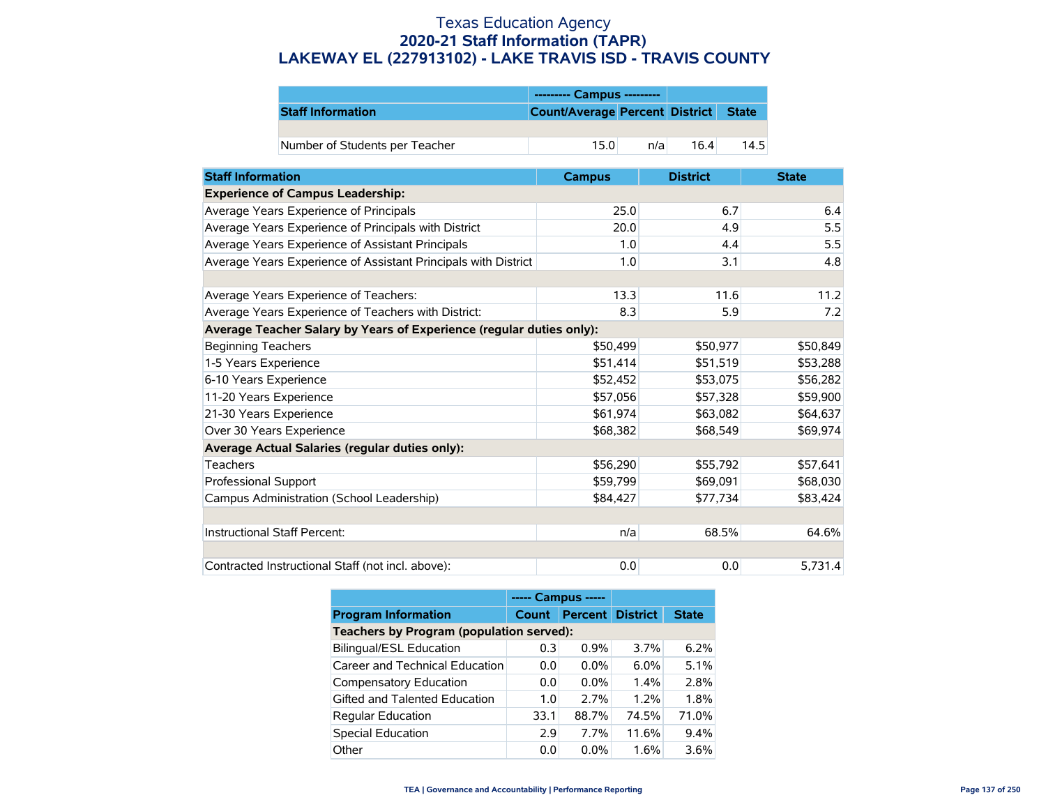# Texas Education Agency
## 2020-21 Staff Information (TAPR)
## LAKEWAY EL (227913102) - LAKE TRAVIS ISD - TRAVIS COUNTY

| | --------- Campus --------- | | | |
|---|---|---|---|---|
| **Staff Information** | **Count/Average** | **Percent** | **District** | **State** |
| | | | | |
| Number of Students per Teacher | 15.0 | n/a | 16.4 | 14.5 |

| **Staff Information** | **Campus** | **District** | **State** |
|---|---|---|---|
| **Experience of Campus Leadership:** | | | |
| Average Years Experience of Principals | 25.0 | 6.7 | 6.4 |
| Average Years Experience of Principals with District | 20.0 | 4.9 | 5.5 |
| Average Years Experience of Assistant Principals | 1.0 | 4.4 | 5.5 |
| Average Years Experience of Assistant Principals with District | 1.0 | 3.1 | 4.8 |
| | | | |
| Average Years Experience of Teachers: | 13.3 | 11.6 | 11.2 |
| Average Years Experience of Teachers with District: | 8.3 | 5.9 | 7.2 |
| **Average Teacher Salary by Years of Experience (regular duties only):** | | | |
| Beginning Teachers | $50,499 | $50,977 | $50,849 |
| 1-5 Years Experience | $51,414 | $51,519 | $53,288 |
| 6-10 Years Experience | $52,452 | $53,075 | $56,282 |
| 11-20 Years Experience | $57,056 | $57,328 | $59,900 |
| 21-30 Years Experience | $61,974 | $63,082 | $64,637 |
| Over 30 Years Experience | $68,382 | $68,549 | $69,974 |
| **Average Actual Salaries (regular duties only):** | | | |
| Teachers | $56,290 | $55,792 | $57,641 |
| Professional Support | $59,799 | $69,091 | $68,030 |
| Campus Administration (School Leadership) | $84,427 | $77,734 | $83,424 |
| | | | |
| Instructional Staff Percent: | n/a | 68.5% | 64.6% |
| | | | |
| Contracted Instructional Staff (not incl. above): | 0.0 | 0.0 | 5,731.4 |

| | ----- Campus ----- | | | |
|---|---|---|---|---|
| **Program Information** | **Count** | **Percent** | **District** | **State** |
| **Teachers by Program (population served):** | | | | |
| Bilingual/ESL Education | 0.3 | 0.9% | 3.7% | 6.2% |
| Career and Technical Education | 0.0 | 0.0% | 6.0% | 5.1% |
| Compensatory Education | 0.0 | 0.0% | 1.4% | 2.8% |
| Gifted and Talented Education | 1.0 | 2.7% | 1.2% | 1.8% |
| Regular Education | 33.1 | 88.7% | 74.5% | 71.0% |
| Special Education | 2.9 | 7.7% | 11.6% | 9.4% |
| Other | 0.0 | 0.0% | 1.6% | 3.6% |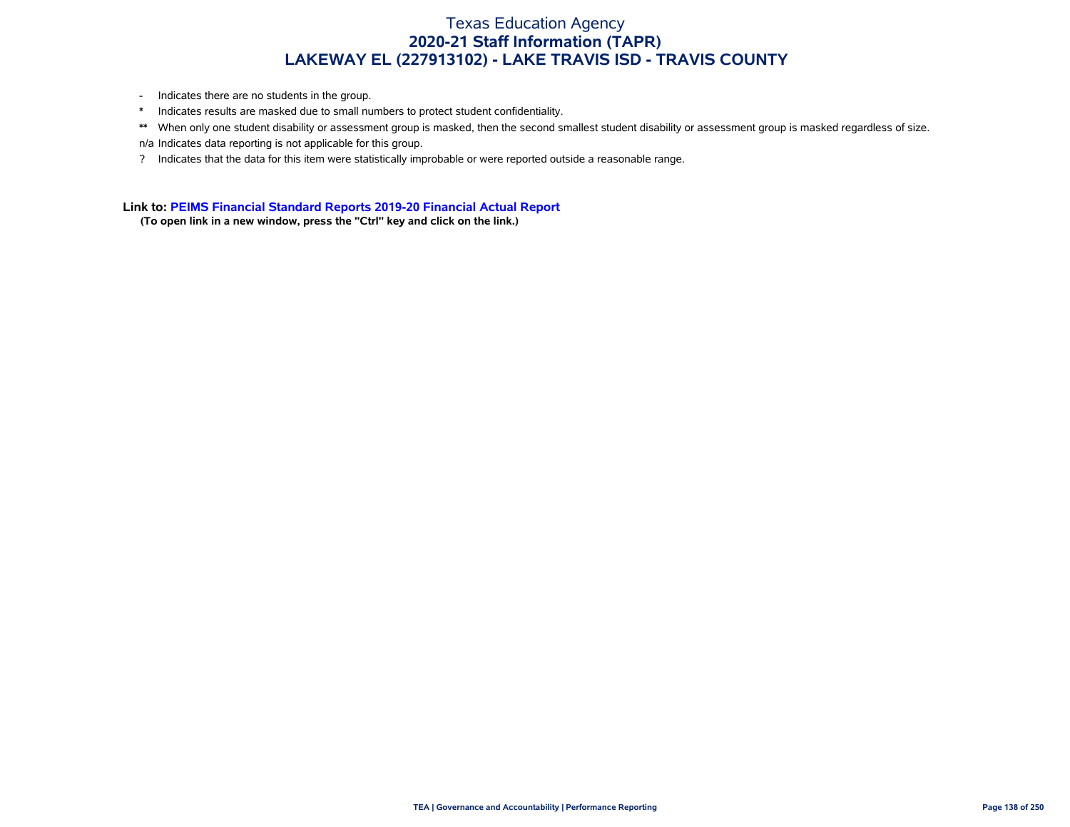# Texas Education Agency
## 2020-21 Staff Information (TAPR)
## LAKEWAY EL (227913102) - LAKE TRAVIS ISD - TRAVIS COUNTY

- \- Indicates there are no students in the group.
- \* Indicates results are masked due to small numbers to protect student confidentiality.
- ** When only one student disability or assessment group is masked, then the second smallest student disability or assessment group is masked regardless of size.
- n/a Indicates data reporting is not applicable for this group.
- ? Indicates that the data for this item were statistically improbable or were reported outside a reasonable range.

**Link to: PEIMS Financial Standard Reports 2019-20 Financial Actual Report**
**(To open link in a new window, press the "Ctrl" key and click on the link.)**